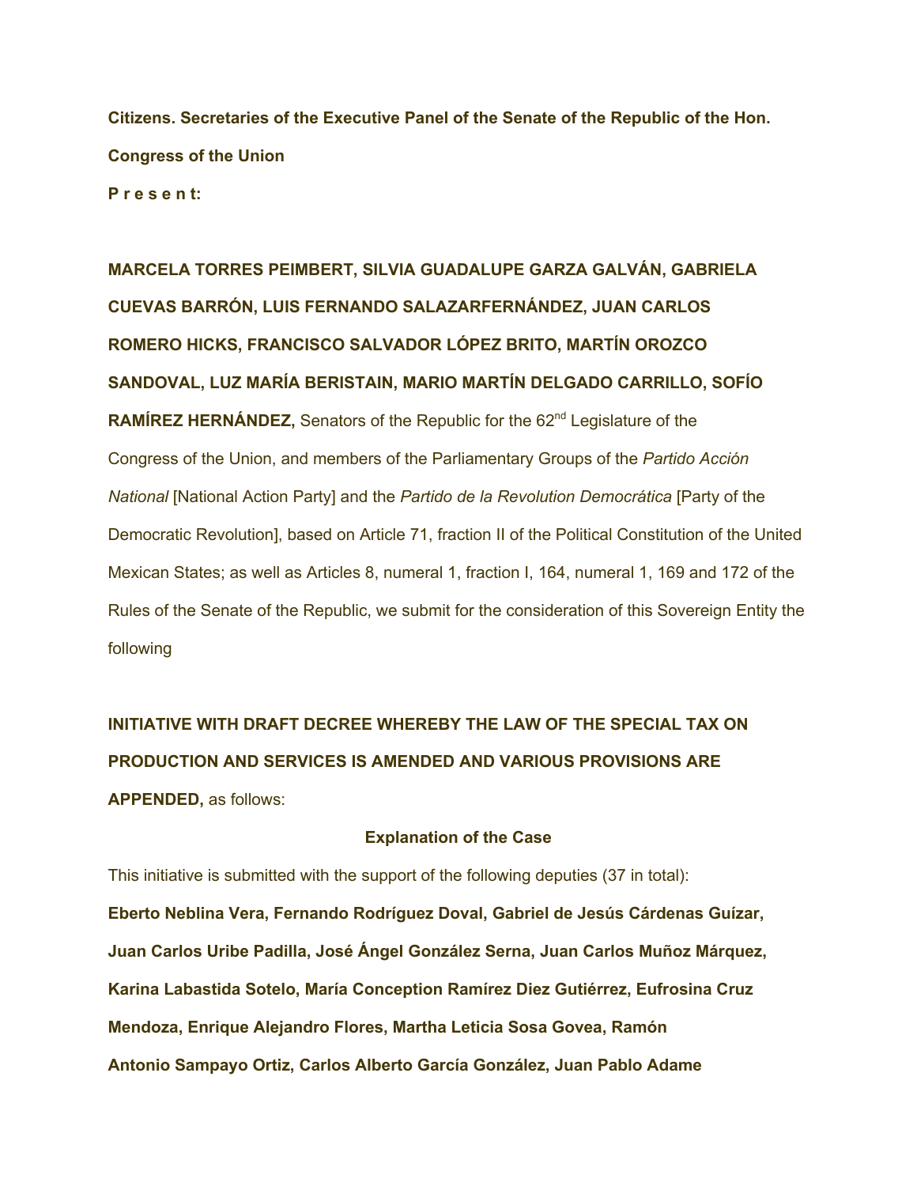**Citizens. Secretaries of the Executive Panel of the Senate of the Republic of the Hon. Congress of the Union**

**P r e s e n t:**

**MARCELA TORRES PEIMBERT, SILVIA GUADALUPE GARZA GALVÁN, GABRIELA CUEVAS BARRÓN, LUIS FERNANDO SALAZARFERNÁNDEZ, JUAN CARLOS ROMERO HICKS, FRANCISCO SALVADOR LÓPEZ BRITO, MARTÍN OROZCO SANDOVAL, LUZ MARÍA BERISTAIN, MARIO MARTÍN DELGADO CARRILLO, SOFÍO RAMÍREZ HERNÁNDEZ,** Senators of the Republic for the 62nd Legislature of the Congress of the Union, and members of the Parliamentary Groups of the *Partido Acción National* [National Action Party] and the *Partido de la Revolution Democrática* [Party of the Democratic Revolution], based on Article 71, fraction II of the Political Constitution of the United Mexican States; as well as Articles 8, numeral 1, fraction I, 164, numeral 1, 169 and 172 of the Rules of the Senate of the Republic, we submit for the consideration of this Sovereign Entity the following

**INITIATIVE WITH DRAFT DECREE WHEREBY THE LAW OF THE SPECIAL TAX ON PRODUCTION AND SERVICES IS AMENDED AND VARIOUS PROVISIONS ARE APPENDED,** as follows:

**Explanation of the Case**

This initiative is submitted with the support of the following deputies (37 in total):

**Eberto Neblina Vera, Fernando Rodríguez Doval, Gabriel de Jesús Cárdenas Guízar, Juan Carlos Uribe Padilla, José Ángel González Serna, Juan Carlos Muñoz Márquez, Karina Labastida Sotelo, María Conception Ramírez Diez Gutiérrez, Eufrosina Cruz Mendoza, Enrique Alejandro Flores, Martha Leticia Sosa Govea, Ramón Antonio Sampayo Ortiz, Carlos Alberto García González, Juan Pablo Adame**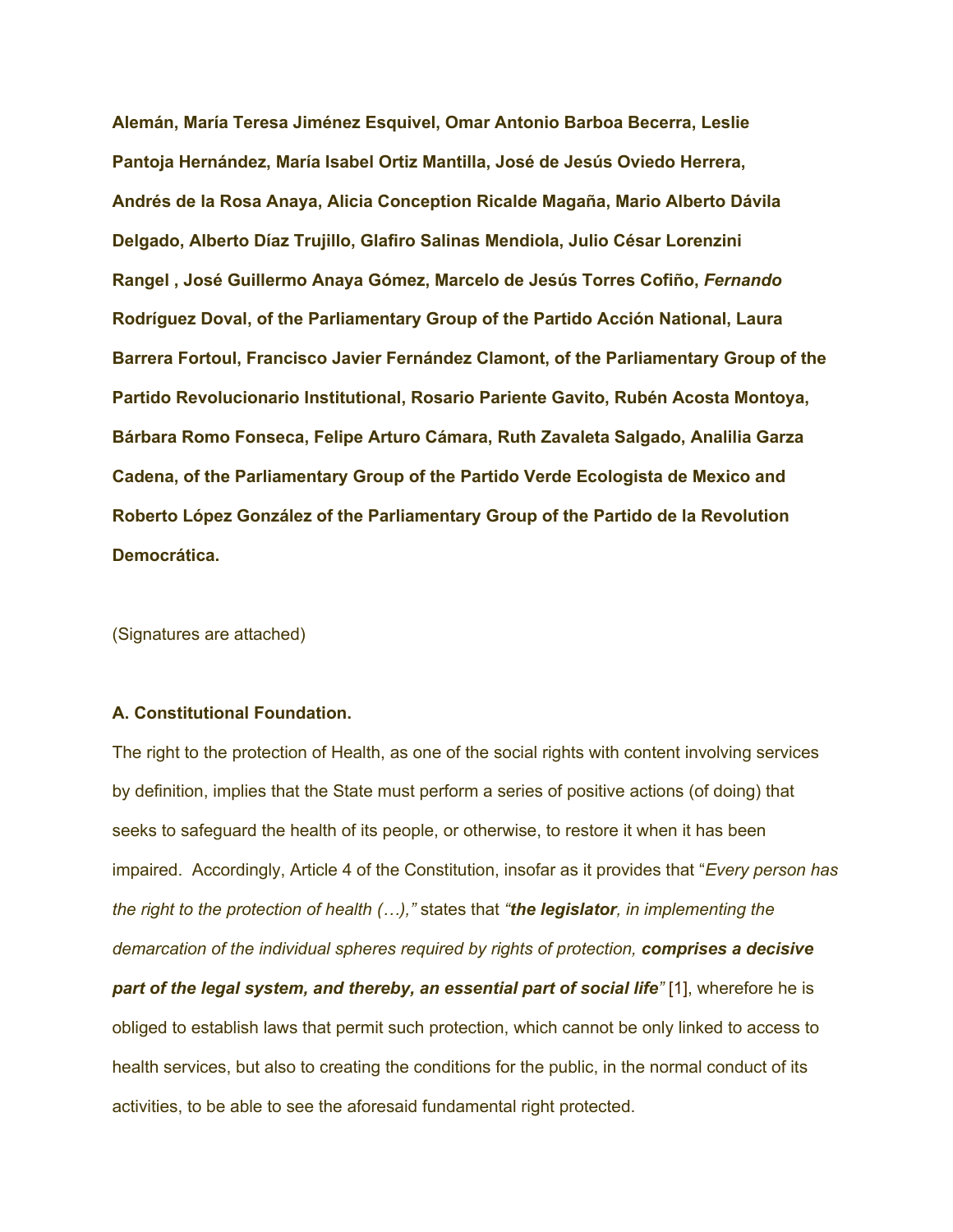**Alemán, María Teresa Jiménez Esquivel, Omar Antonio Barboa Becerra, Leslie Pantoja Hernández, María Isabel Ortiz Mantilla, José de Jesús Oviedo Herrera, Andrés de la Rosa Anaya, Alicia Conception Ricalde Magaña, Mario Alberto Dávila Delgado, Alberto Díaz Trujillo, Glafiro Salinas Mendiola, Julio César Lorenzini Rangel , José Guillermo Anaya Gómez, Marcelo de Jesús Torres Cofiño, *Fernando* Rodríguez Doval, of the Parliamentary Group of the Partido Acción National, Laura Barrera Fortoul, Francisco Javier Fernández Clamont, of the Parliamentary Group of the Partido Revolucionario Institutional, Rosario Pariente Gavito, Rubén Acosta Montoya, Bárbara Romo Fonseca, Felipe Arturo Cámara, Ruth Zavaleta Salgado, Analilia Garza Cadena, of the Parliamentary Group of the Partido Verde Ecologista de Mexico and Roberto López González of the Parliamentary Group of the Partido de la Revolution Democrática.**

(Signatures are attached)

**A. Constitutional Foundation.**

The right to the protection of Health, as one of the social rights with content involving services by definition, implies that the State must perform a series of positive actions (of doing) that seeks to safeguard the health of its people, or otherwise, to restore it when it has been impaired. Accordingly, Article 4 of the Constitution, insofar as it provides that "*Every person has the right to the protection of health (…),*" states that *"**the legislator**, in implementing the demarcation of the individual spheres required by rights of protection, **comprises a decisive part of the legal system, and thereby, an essential part of social life**"* [1], wherefore he is obliged to establish laws that permit such protection, which cannot be only linked to access to health services, but also to creating the conditions for the public, in the normal conduct of its activities, to be able to see the aforesaid fundamental right protected.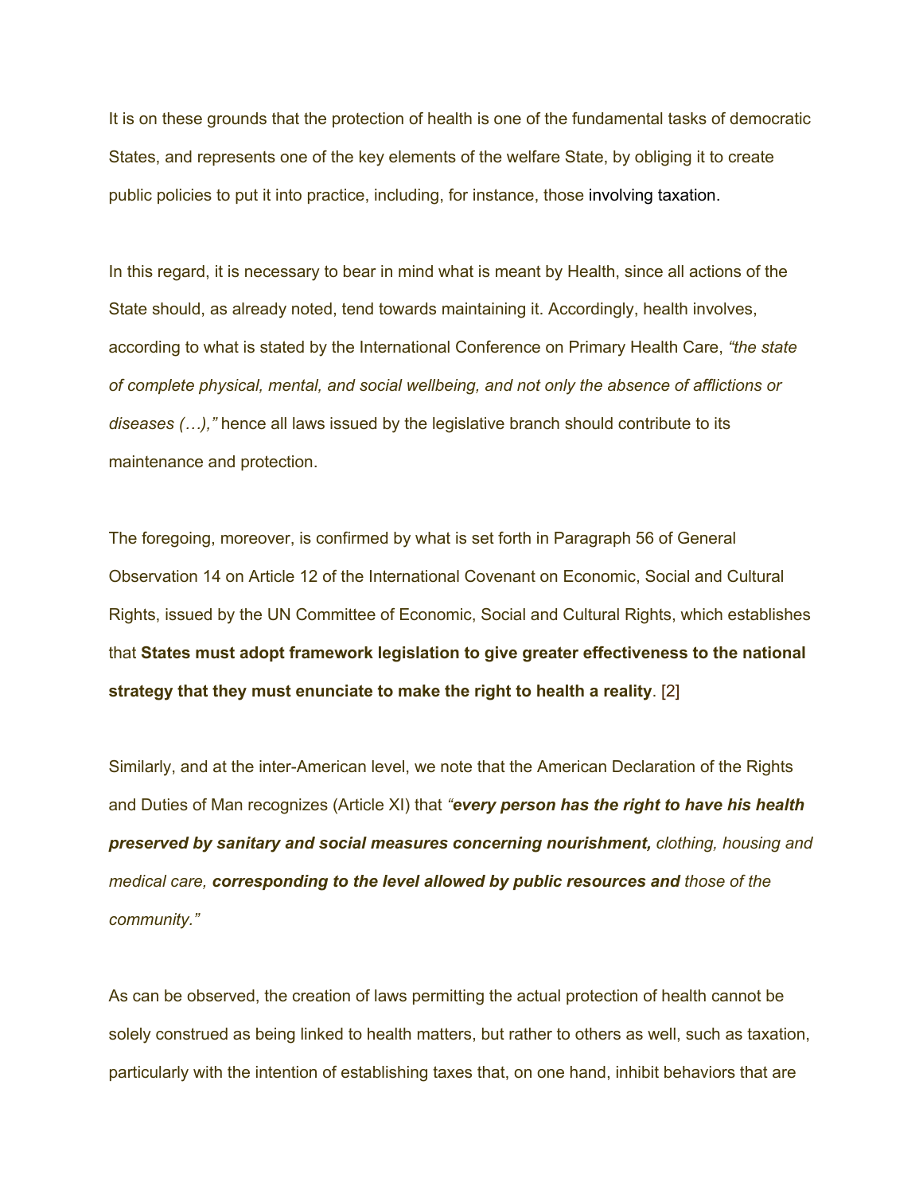It is on these grounds that the protection of health is one of the fundamental tasks of democratic States, and represents one of the key elements of the welfare State, by obliging it to create public policies to put it into practice, including, for instance, those involving taxation.

In this regard, it is necessary to bear in mind what is meant by Health, since all actions of the State should, as already noted, tend towards maintaining it. Accordingly, health involves, according to what is stated by the International Conference on Primary Health Care, *"the state of complete physical, mental, and social wellbeing, and not only the absence of afflictions or diseases (…),"* hence all laws issued by the legislative branch should contribute to its maintenance and protection.

The foregoing, moreover, is confirmed by what is set forth in Paragraph 56 of General Observation 14 on Article 12 of the International Covenant on Economic, Social and Cultural Rights, issued by the UN Committee of Economic, Social and Cultural Rights, which establishes that **States must adopt framework legislation to give greater effectiveness to the national strategy that they must enunciate to make the right to health a reality**. [2]

Similarly, and at the inter-American level, we note that the American Declaration of the Rights and Duties of Man recognizes (Article XI) that *"**every person has the right to have his health preserved by sanitary and social measures concerning nourishment,** clothing, housing and medical care, **corresponding to the level allowed by public resources and** those of the community."*

As can be observed, the creation of laws permitting the actual protection of health cannot be solely construed as being linked to health matters, but rather to others as well, such as taxation, particularly with the intention of establishing taxes that, on one hand, inhibit behaviors that are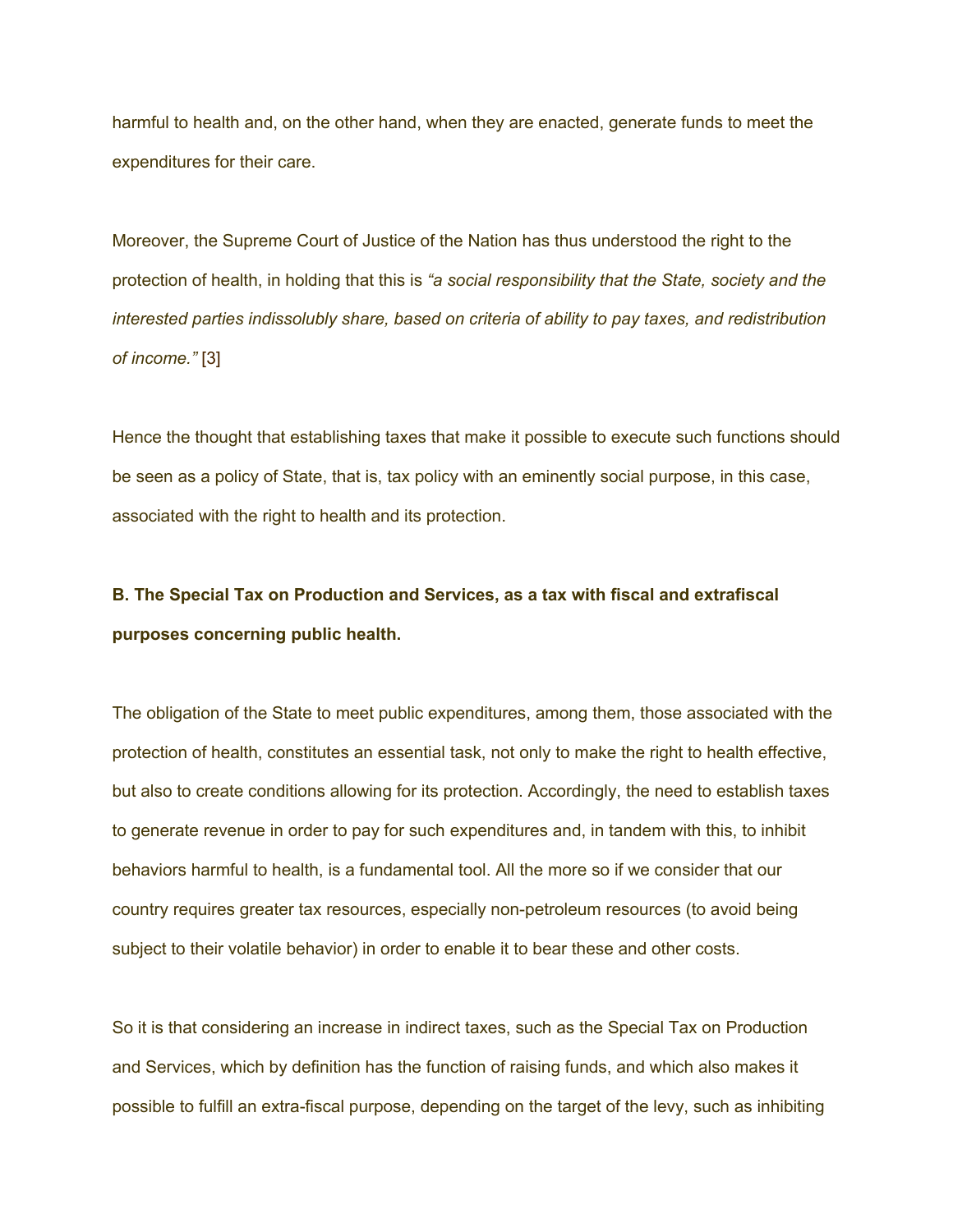harmful to health and, on the other hand, when they are enacted, generate funds to meet the expenditures for their care.

Moreover, the Supreme Court of Justice of the Nation has thus understood the right to the protection of health, in holding that this is *"a social responsibility that the State, society and the interested parties indissolubly share, based on criteria of ability to pay taxes, and redistribution of income."* [3]

Hence the thought that establishing taxes that make it possible to execute such functions should be seen as a policy of State, that is, tax policy with an eminently social purpose, in this case, associated with the right to health and its protection.

**B. The Special Tax on Production and Services, as a tax with fiscal and extrafiscal purposes concerning public health.**

The obligation of the State to meet public expenditures, among them, those associated with the protection of health, constitutes an essential task, not only to make the right to health effective, but also to create conditions allowing for its protection. Accordingly, the need to establish taxes to generate revenue in order to pay for such expenditures and, in tandem with this, to inhibit behaviors harmful to health, is a fundamental tool. All the more so if we consider that our country requires greater tax resources, especially non-petroleum resources (to avoid being subject to their volatile behavior) in order to enable it to bear these and other costs.

So it is that considering an increase in indirect taxes, such as the Special Tax on Production and Services, which by definition has the function of raising funds, and which also makes it possible to fulfill an extra-fiscal purpose, depending on the target of the levy, such as inhibiting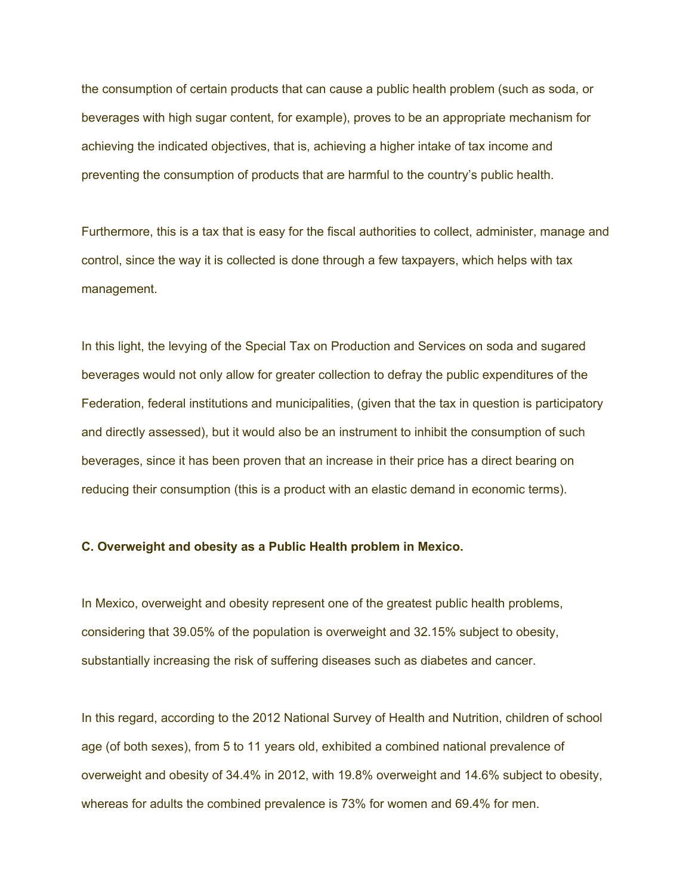the consumption of certain products that can cause a public health problem (such as soda, or beverages with high sugar content, for example), proves to be an appropriate mechanism for achieving the indicated objectives, that is, achieving a higher intake of tax income and preventing the consumption of products that are harmful to the country's public health.

Furthermore, this is a tax that is easy for the fiscal authorities to collect, administer, manage and control, since the way it is collected is done through a few taxpayers, which helps with tax management.

In this light, the levying of the Special Tax on Production and Services on soda and sugared beverages would not only allow for greater collection to defray the public expenditures of the Federation, federal institutions and municipalities, (given that the tax in question is participatory and directly assessed), but it would also be an instrument to inhibit the consumption of such beverages, since it has been proven that an increase in their price has a direct bearing on reducing their consumption (this is a product with an elastic demand in economic terms).

**C. Overweight and obesity as a Public Health problem in Mexico.**

In Mexico, overweight and obesity represent one of the greatest public health problems, considering that 39.05% of the population is overweight and 32.15% subject to obesity, substantially increasing the risk of suffering diseases such as diabetes and cancer.

In this regard, according to the 2012 National Survey of Health and Nutrition, children of school age (of both sexes), from 5 to 11 years old, exhibited a combined national prevalence of overweight and obesity of 34.4% in 2012, with 19.8% overweight and 14.6% subject to obesity, whereas for adults the combined prevalence is 73% for women and 69.4% for men.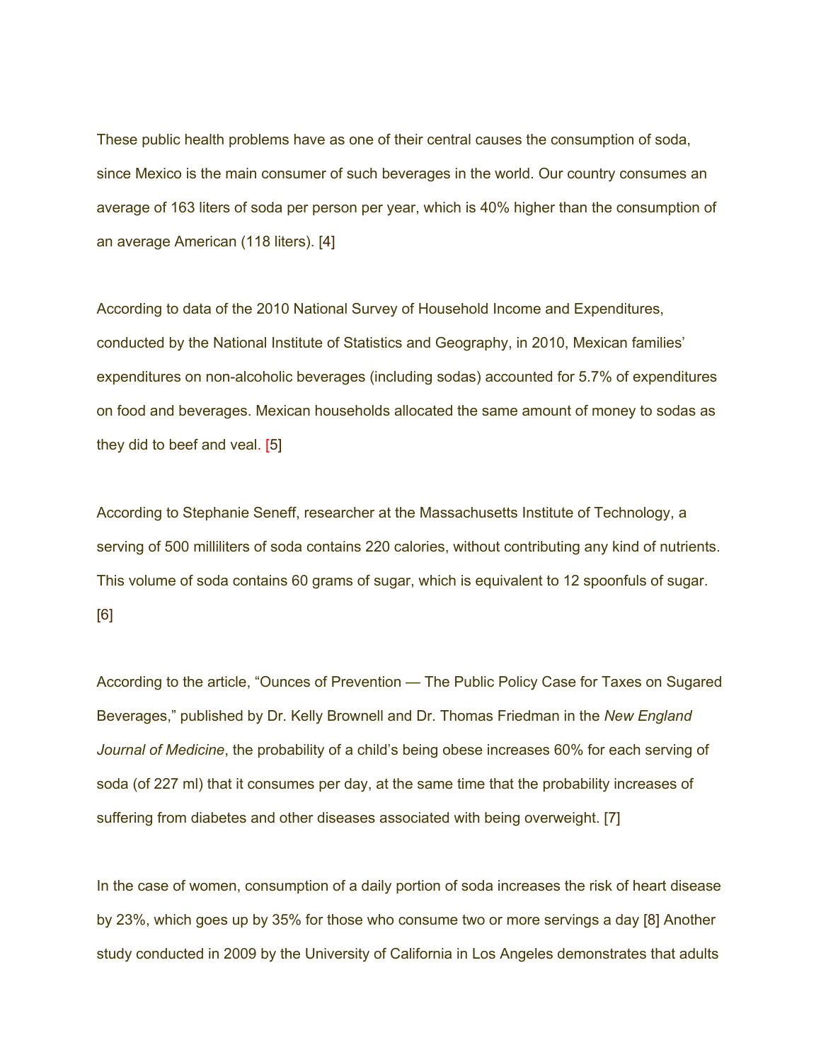These public health problems have as one of their central causes the consumption of soda, since Mexico is the main consumer of such beverages in the world. Our country consumes an average of 163 liters of soda per person per year, which is 40% higher than the consumption of an average American (118 liters). [4]

According to data of the 2010 National Survey of Household Income and Expenditures, conducted by the National Institute of Statistics and Geography, in 2010, Mexican families' expenditures on non-alcoholic beverages (including sodas) accounted for 5.7% of expenditures on food and beverages. Mexican households allocated the same amount of money to sodas as they did to beef and veal. [5]

According to Stephanie Seneff, researcher at the Massachusetts Institute of Technology, a serving of 500 milliliters of soda contains 220 calories, without contributing any kind of nutrients. This volume of soda contains 60 grams of sugar, which is equivalent to 12 spoonfuls of sugar. [6]

According to the article, "Ounces of Prevention — The Public Policy Case for Taxes on Sugared Beverages," published by Dr. Kelly Brownell and Dr. Thomas Friedman in the *New England Journal of Medicine*, the probability of a child's being obese increases 60% for each serving of soda (of 227 ml) that it consumes per day, at the same time that the probability increases of suffering from diabetes and other diseases associated with being overweight. [7]

In the case of women, consumption of a daily portion of soda increases the risk of heart disease by 23%, which goes up by 35% for those who consume two or more servings a day [8] Another study conducted in 2009 by the University of California in Los Angeles demonstrates that adults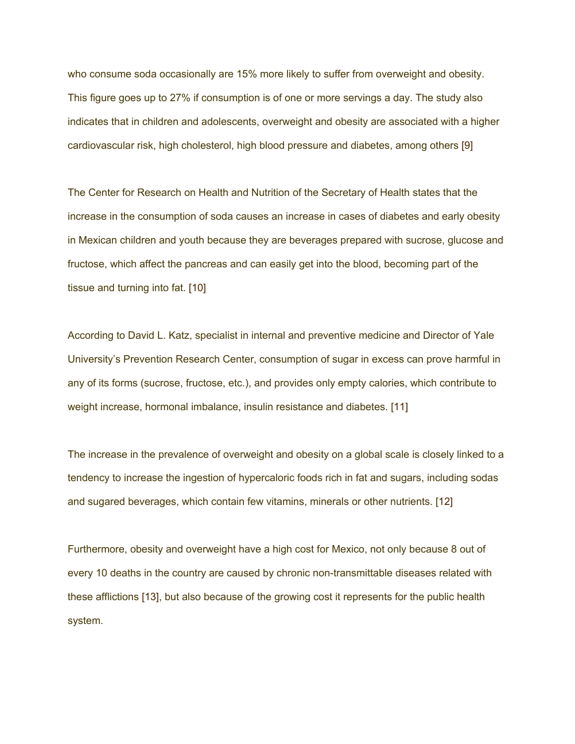who consume soda occasionally are 15% more likely to suffer from overweight and obesity. This figure goes up to 27% if consumption is of one or more servings a day. The study also indicates that in children and adolescents, overweight and obesity are associated with a higher cardiovascular risk, high cholesterol, high blood pressure and diabetes, among others [9]

The Center for Research on Health and Nutrition of the Secretary of Health states that the increase in the consumption of soda causes an increase in cases of diabetes and early obesity in Mexican children and youth because they are beverages prepared with sucrose, glucose and fructose, which affect the pancreas and can easily get into the blood, becoming part of the tissue and turning into fat. [10]

According to David L. Katz, specialist in internal and preventive medicine and Director of Yale University's Prevention Research Center, consumption of sugar in excess can prove harmful in any of its forms (sucrose, fructose, etc.), and provides only empty calories, which contribute to weight increase, hormonal imbalance, insulin resistance and diabetes. [11]

The increase in the prevalence of overweight and obesity on a global scale is closely linked to a tendency to increase the ingestion of hypercaloric foods rich in fat and sugars, including sodas and sugared beverages, which contain few vitamins, minerals or other nutrients. [12]

Furthermore, obesity and overweight have a high cost for Mexico, not only because 8 out of every 10 deaths in the country are caused by chronic non-transmittable diseases related with these afflictions [13], but also because of the growing cost it represents for the public health system.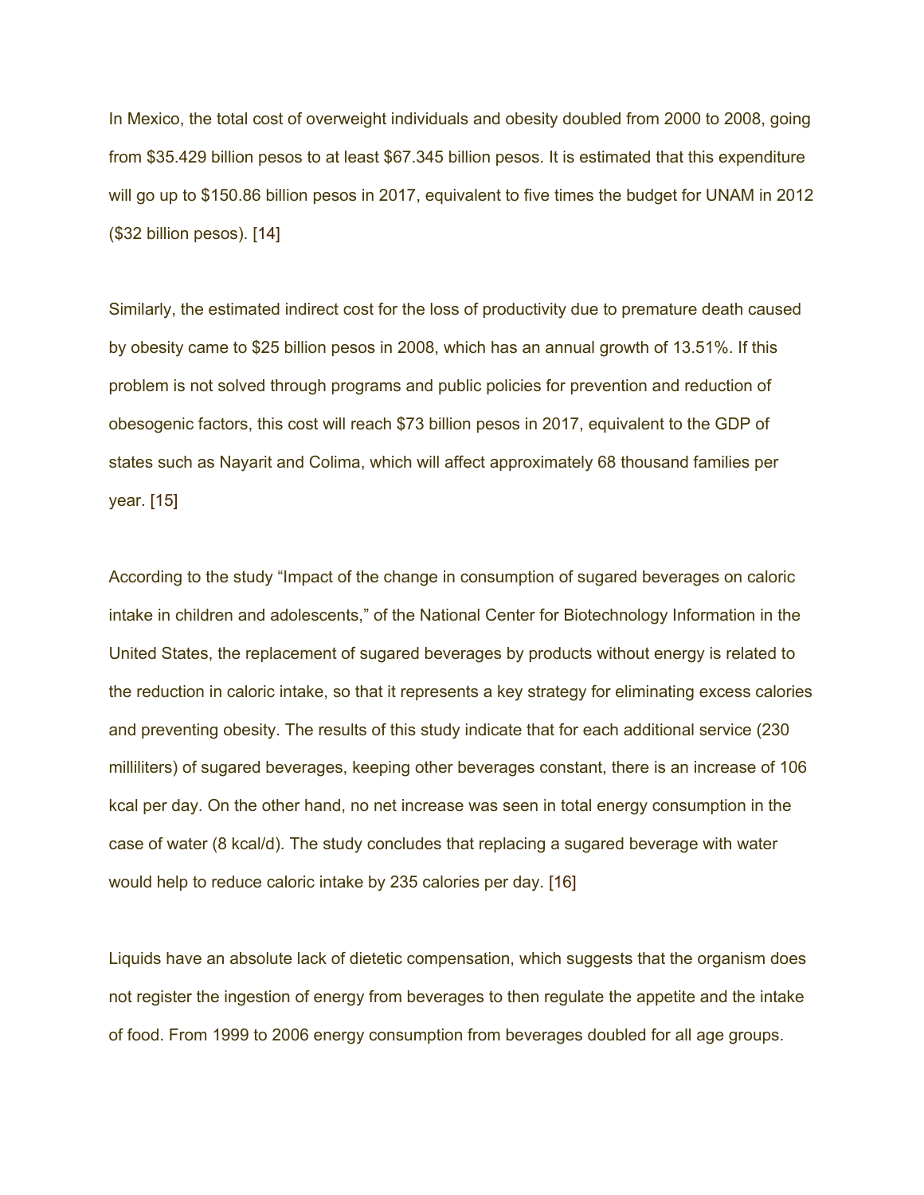In Mexico, the total cost of overweight individuals and obesity doubled from 2000 to 2008, going from $35.429 billion pesos to at least $67.345 billion pesos. It is estimated that this expenditure will go up to $150.86 billion pesos in 2017, equivalent to five times the budget for UNAM in 2012 ($32 billion pesos). [14]

Similarly, the estimated indirect cost for the loss of productivity due to premature death caused by obesity came to $25 billion pesos in 2008, which has an annual growth of 13.51%. If this problem is not solved through programs and public policies for prevention and reduction of obesogenic factors, this cost will reach $73 billion pesos in 2017, equivalent to the GDP of states such as Nayarit and Colima, which will affect approximately 68 thousand families per year. [15]

According to the study "Impact of the change in consumption of sugared beverages on caloric intake in children and adolescents," of the National Center for Biotechnology Information in the United States, the replacement of sugared beverages by products without energy is related to the reduction in caloric intake, so that it represents a key strategy for eliminating excess calories and preventing obesity. The results of this study indicate that for each additional service (230 milliliters) of sugared beverages, keeping other beverages constant, there is an increase of 106 kcal per day. On the other hand, no net increase was seen in total energy consumption in the case of water (8 kcal/d). The study concludes that replacing a sugared beverage with water would help to reduce caloric intake by 235 calories per day. [16]

Liquids have an absolute lack of dietetic compensation, which suggests that the organism does not register the ingestion of energy from beverages to then regulate the appetite and the intake of food. From 1999 to 2006 energy consumption from beverages doubled for all age groups.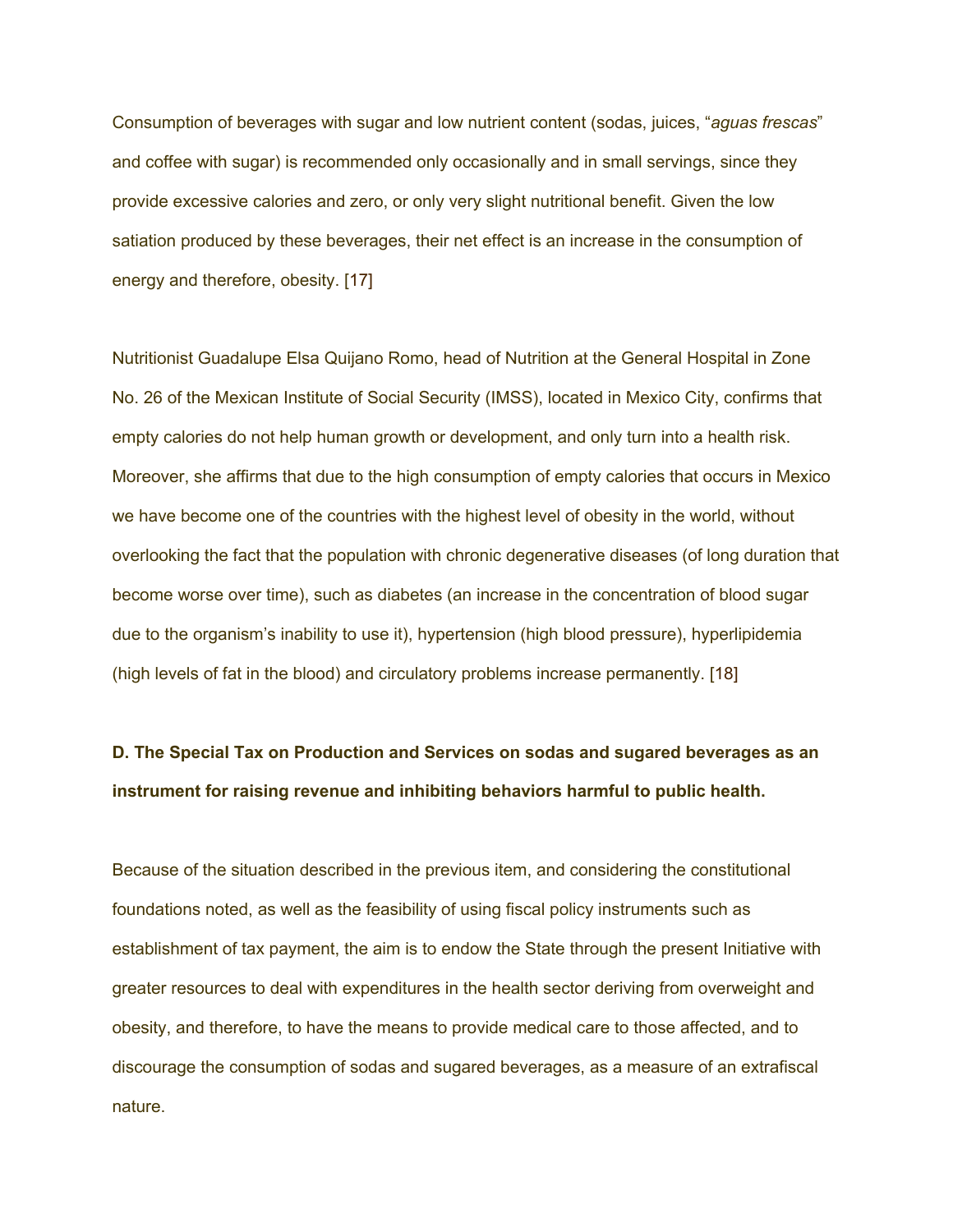Consumption of beverages with sugar and low nutrient content (sodas, juices, "*aguas frescas*" and coffee with sugar) is recommended only occasionally and in small servings, since they provide excessive calories and zero, or only very slight nutritional benefit. Given the low satiation produced by these beverages, their net effect is an increase in the consumption of energy and therefore, obesity. [17]

Nutritionist Guadalupe Elsa Quijano Romo, head of Nutrition at the General Hospital in Zone No. 26 of the Mexican Institute of Social Security (IMSS), located in Mexico City, confirms that empty calories do not help human growth or development, and only turn into a health risk. Moreover, she affirms that due to the high consumption of empty calories that occurs in Mexico we have become one of the countries with the highest level of obesity in the world, without overlooking the fact that the population with chronic degenerative diseases (of long duration that become worse over time), such as diabetes (an increase in the concentration of blood sugar due to the organism's inability to use it), hypertension (high blood pressure), hyperlipidemia (high levels of fat in the blood) and circulatory problems increase permanently. [18]

**D. The Special Tax on Production and Services on sodas and sugared beverages as an instrument for raising revenue and inhibiting behaviors harmful to public health.**

Because of the situation described in the previous item, and considering the constitutional foundations noted, as well as the feasibility of using fiscal policy instruments such as establishment of tax payment, the aim is to endow the State through the present Initiative with greater resources to deal with expenditures in the health sector deriving from overweight and obesity, and therefore, to have the means to provide medical care to those affected, and to discourage the consumption of sodas and sugared beverages, as a measure of an extrafiscal nature.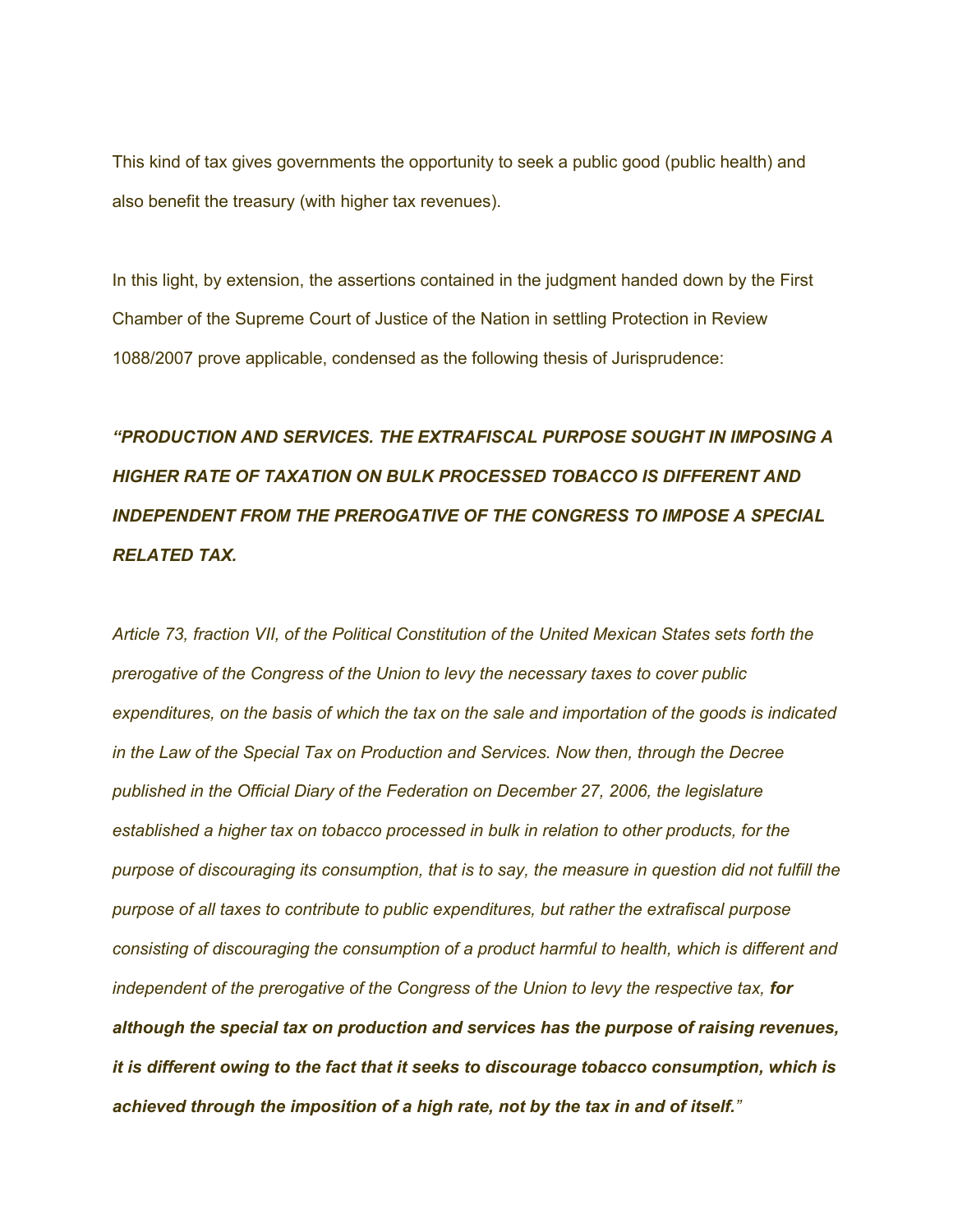This kind of tax gives governments the opportunity to seek a public good (public health) and also benefit the treasury (with higher tax revenues).

In this light, by extension, the assertions contained in the judgment handed down by the First Chamber of the Supreme Court of Justice of the Nation in settling Protection in Review 1088/2007 prove applicable, condensed as the following thesis of Jurisprudence:

***"PRODUCTION AND SERVICES. THE EXTRAFISCAL PURPOSE SOUGHT IN IMPOSING A HIGHER RATE OF TAXATION ON BULK PROCESSED TOBACCO IS DIFFERENT AND INDEPENDENT FROM THE PREROGATIVE OF THE CONGRESS TO IMPOSE A SPECIAL RELATED TAX.***

*Article 73, fraction VII, of the Political Constitution of the United Mexican States sets forth the prerogative of the Congress of the Union to levy the necessary taxes to cover public expenditures, on the basis of which the tax on the sale and importation of the goods is indicated in the Law of the Special Tax on Production and Services. Now then, through the Decree published in the Official Diary of the Federation on December 27, 2006, the legislature established a higher tax on tobacco processed in bulk in relation to other products, for the purpose of discouraging its consumption, that is to say, the measure in question did not fulfill the purpose of all taxes to contribute to public expenditures, but rather the extrafiscal purpose consisting of discouraging the consumption of a product harmful to health, which is different and independent of the prerogative of the Congress of the Union to levy the respective tax,* ***for although the special tax on production and services has the purpose of raising revenues, it is different owing to the fact that it seeks to discourage tobacco consumption, which is achieved through the imposition of a high rate, not by the tax in and of itself.****"*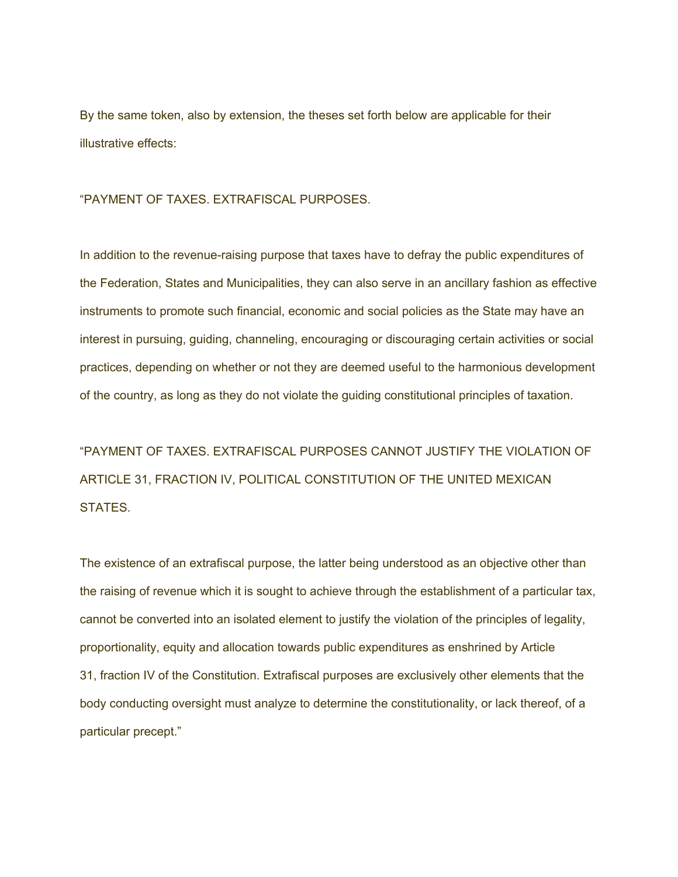By the same token, also by extension, the theses set forth below are applicable for their illustrative effects:

“PAYMENT OF TAXES. EXTRAFISCAL PURPOSES.

In addition to the revenue-raising purpose that taxes have to defray the public expenditures of the Federation, States and Municipalities, they can also serve in an ancillary fashion as effective instruments to promote such financial, economic and social policies as the State may have an interest in pursuing, guiding, channeling, encouraging or discouraging certain activities or social practices, depending on whether or not they are deemed useful to the harmonious development of the country, as long as they do not violate the guiding constitutional principles of taxation.

“PAYMENT OF TAXES. EXTRAFISCAL PURPOSES CANNOT JUSTIFY THE VIOLATION OF ARTICLE 31, FRACTION IV, POLITICAL CONSTITUTION OF THE UNITED MEXICAN STATES.

The existence of an extrafiscal purpose, the latter being understood as an objective other than the raising of revenue which it is sought to achieve through the establishment of a particular tax, cannot be converted into an isolated element to justify the violation of the principles of legality, proportionality, equity and allocation towards public expenditures as enshrined by Article 31, fraction IV of the Constitution. Extrafiscal purposes are exclusively other elements that the body conducting oversight must analyze to determine the constitutionality, or lack thereof, of a particular precept.”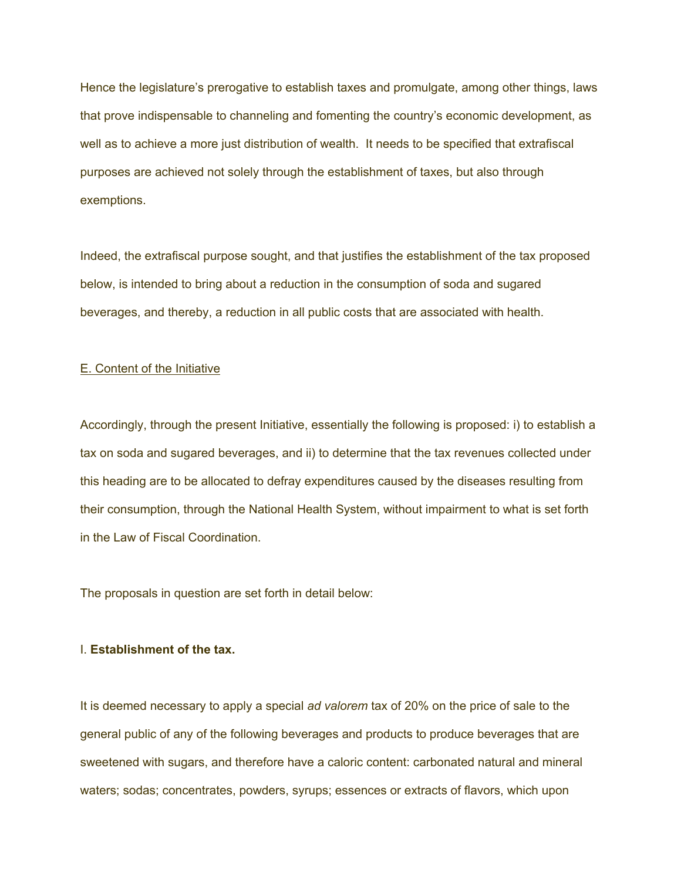Hence the legislature's prerogative to establish taxes and promulgate, among other things, laws that prove indispensable to channeling and fomenting the country's economic development, as well as to achieve a more just distribution of wealth. It needs to be specified that extrafiscal purposes are achieved not solely through the establishment of taxes, but also through exemptions.

Indeed, the extrafiscal purpose sought, and that justifies the establishment of the tax proposed below, is intended to bring about a reduction in the consumption of soda and sugared beverages, and thereby, a reduction in all public costs that are associated with health.

E. Content of the Initiative

Accordingly, through the present Initiative, essentially the following is proposed: i) to establish a tax on soda and sugared beverages, and ii) to determine that the tax revenues collected under this heading are to be allocated to defray expenditures caused by the diseases resulting from their consumption, through the National Health System, without impairment to what is set forth in the Law of Fiscal Coordination.

The proposals in question are set forth in detail below:

I. **Establishment of the tax.**

It is deemed necessary to apply a special *ad valorem* tax of 20% on the price of sale to the general public of any of the following beverages and products to produce beverages that are sweetened with sugars, and therefore have a caloric content: carbonated natural and mineral waters; sodas; concentrates, powders, syrups; essences or extracts of flavors, which upon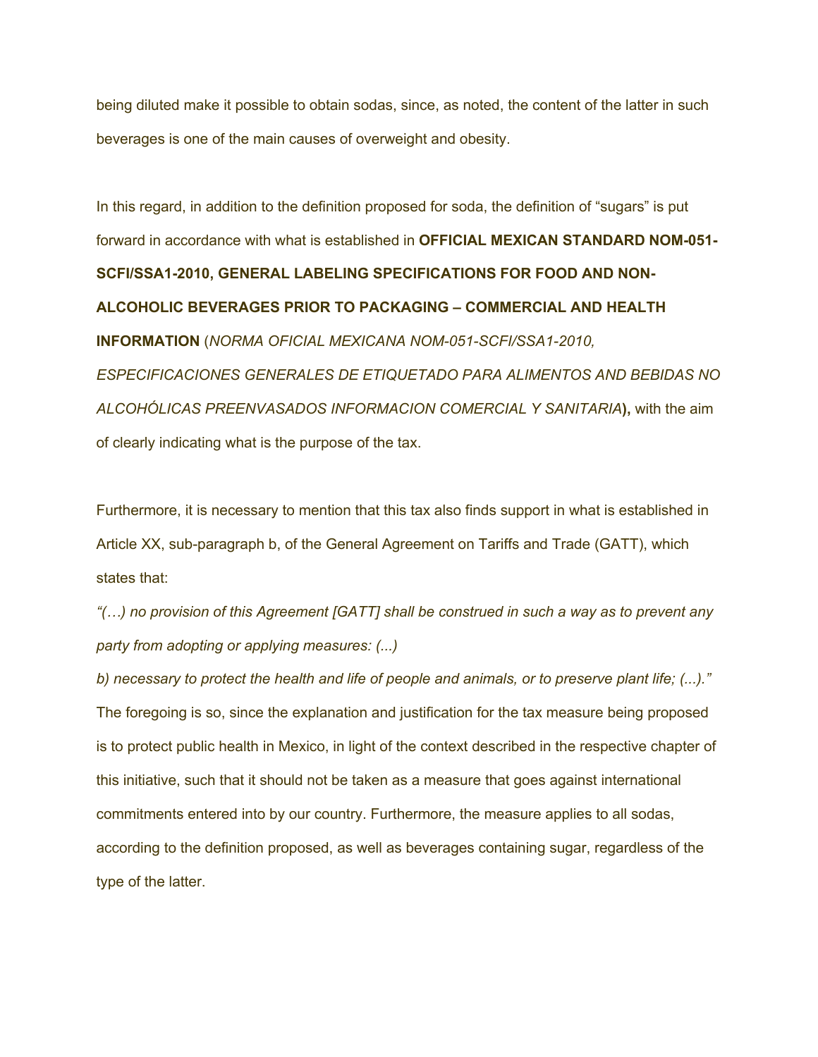being diluted make it possible to obtain sodas, since, as noted, the content of the latter in such beverages is one of the main causes of overweight and obesity.

In this regard, in addition to the definition proposed for soda, the definition of "sugars" is put forward in accordance with what is established in **OFFICIAL MEXICAN STANDARD NOM-051-SCFI/SSA1-2010, GENERAL LABELING SPECIFICATIONS FOR FOOD AND NON-ALCOHOLIC BEVERAGES PRIOR TO PACKAGING – COMMERCIAL AND HEALTH INFORMATION** (*NORMA OFICIAL MEXICANA NOM-051-SCFI/SSA1-2010, ESPECIFICACIONES GENERALES DE ETIQUETADO PARA ALIMENTOS AND BEBIDAS NO ALCOHÓLICAS PREENVASADOS INFORMACION COMERCIAL Y SANITARIA*)**,** with the aim of clearly indicating what is the purpose of the tax.

Furthermore, it is necessary to mention that this tax also finds support in what is established in Article XX, sub-paragraph b, of the General Agreement on Tariffs and Trade (GATT), which states that:

*"(…) no provision of this Agreement [GATT] shall be construed in such a way as to prevent any party from adopting or applying measures: (...)*

*b) necessary to protect the health and life of people and animals, or to preserve plant life; (...)."*

The foregoing is so, since the explanation and justification for the tax measure being proposed is to protect public health in Mexico, in light of the context described in the respective chapter of this initiative, such that it should not be taken as a measure that goes against international commitments entered into by our country. Furthermore, the measure applies to all sodas, according to the definition proposed, as well as beverages containing sugar, regardless of the type of the latter.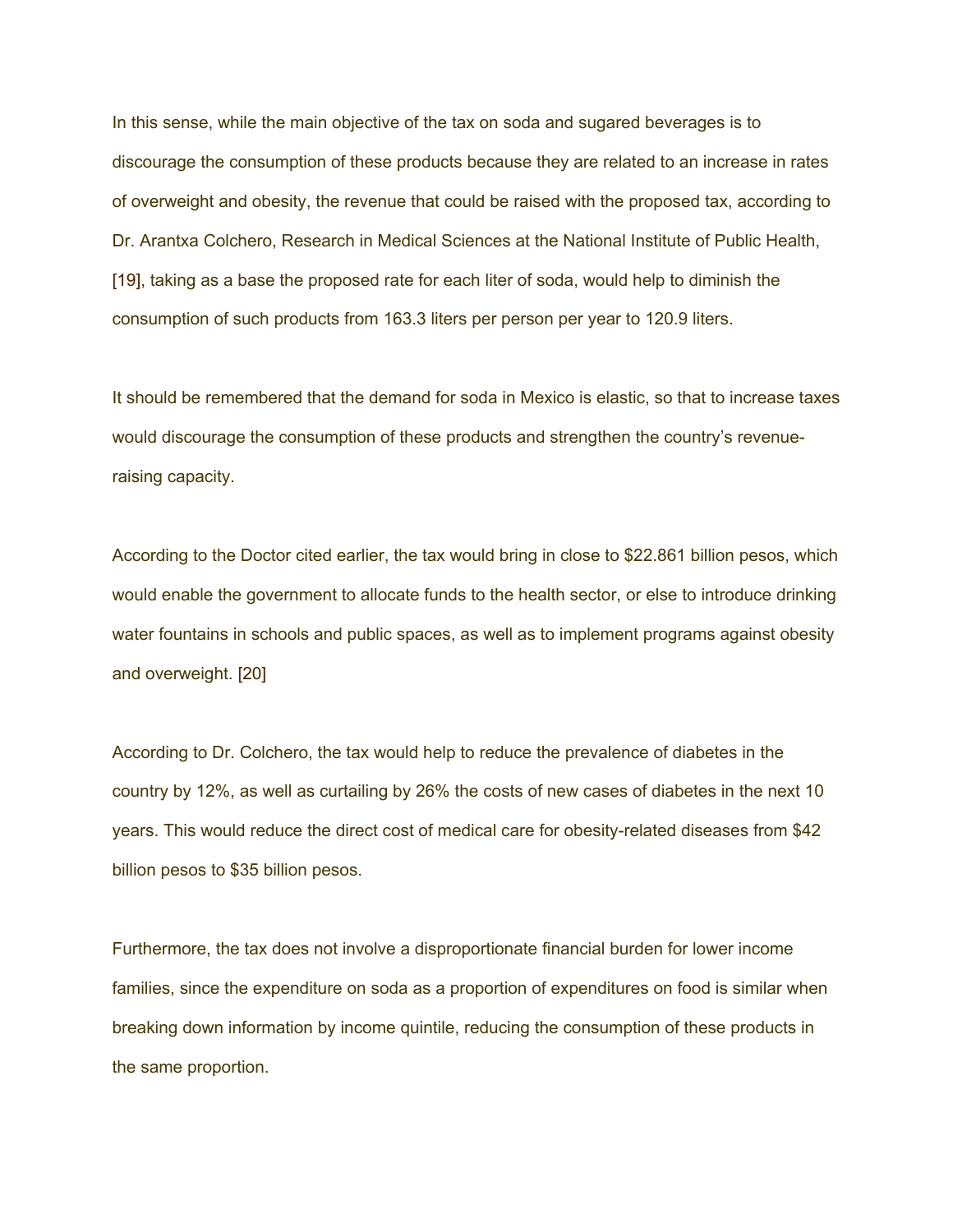In this sense, while the main objective of the tax on soda and sugared beverages is to discourage the consumption of these products because they are related to an increase in rates of overweight and obesity, the revenue that could be raised with the proposed tax, according to Dr. Arantxa Colchero, Research in Medical Sciences at the National Institute of Public Health, [19], taking as a base the proposed rate for each liter of soda, would help to diminish the consumption of such products from 163.3 liters per person per year to 120.9 liters.

It should be remembered that the demand for soda in Mexico is elastic, so that to increase taxes would discourage the consumption of these products and strengthen the country's revenue-raising capacity.

According to the Doctor cited earlier, the tax would bring in close to $22.861 billion pesos, which would enable the government to allocate funds to the health sector, or else to introduce drinking water fountains in schools and public spaces, as well as to implement programs against obesity and overweight. [20]

According to Dr. Colchero, the tax would help to reduce the prevalence of diabetes in the country by 12%, as well as curtailing by 26% the costs of new cases of diabetes in the next 10 years. This would reduce the direct cost of medical care for obesity-related diseases from $42 billion pesos to $35 billion pesos.

Furthermore, the tax does not involve a disproportionate financial burden for lower income families, since the expenditure on soda as a proportion of expenditures on food is similar when breaking down information by income quintile, reducing the consumption of these products in the same proportion.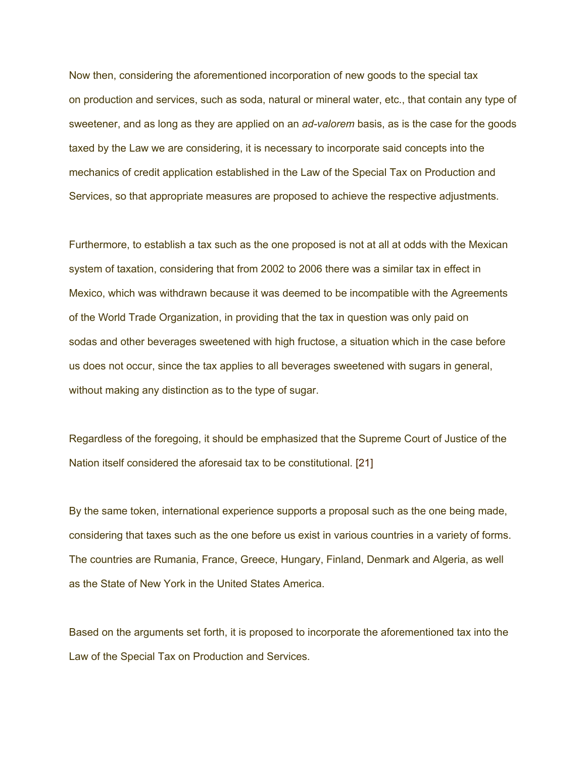Now then, considering the aforementioned incorporation of new goods to the special tax on production and services, such as soda, natural or mineral water, etc., that contain any type of sweetener, and as long as they are applied on an *ad-valorem* basis, as is the case for the goods taxed by the Law we are considering, it is necessary to incorporate said concepts into the mechanics of credit application established in the Law of the Special Tax on Production and Services, so that appropriate measures are proposed to achieve the respective adjustments.

Furthermore, to establish a tax such as the one proposed is not at all at odds with the Mexican system of taxation, considering that from 2002 to 2006 there was a similar tax in effect in Mexico, which was withdrawn because it was deemed to be incompatible with the Agreements of the World Trade Organization, in providing that the tax in question was only paid on sodas and other beverages sweetened with high fructose, a situation which in the case before us does not occur, since the tax applies to all beverages sweetened with sugars in general, without making any distinction as to the type of sugar.

Regardless of the foregoing, it should be emphasized that the Supreme Court of Justice of the Nation itself considered the aforesaid tax to be constitutional. [21]

By the same token, international experience supports a proposal such as the one being made, considering that taxes such as the one before us exist in various countries in a variety of forms. The countries are Rumania, France, Greece, Hungary, Finland, Denmark and Algeria, as well as the State of New York in the United States America.

Based on the arguments set forth, it is proposed to incorporate the aforementioned tax into the Law of the Special Tax on Production and Services.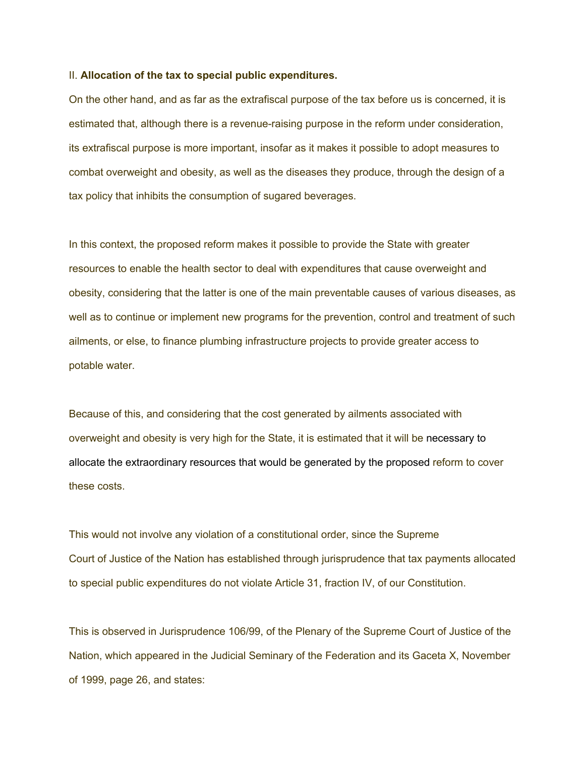II. **Allocation of the tax to special public expenditures.**

On the other hand, and as far as the extrafiscal purpose of the tax before us is concerned, it is estimated that, although there is a revenue-raising purpose in the reform under consideration, its extrafiscal purpose is more important, insofar as it makes it possible to adopt measures to combat overweight and obesity, as well as the diseases they produce, through the design of a tax policy that inhibits the consumption of sugared beverages.

In this context, the proposed reform makes it possible to provide the State with greater resources to enable the health sector to deal with expenditures that cause overweight and obesity, considering that the latter is one of the main preventable causes of various diseases, as well as to continue or implement new programs for the prevention, control and treatment of such ailments, or else, to finance plumbing infrastructure projects to provide greater access to potable water.

Because of this, and considering that the cost generated by ailments associated with overweight and obesity is very high for the State, it is estimated that it will be necessary to allocate the extraordinary resources that would be generated by the proposed reform to cover these costs.

This would not involve any violation of a constitutional order, since the Supreme Court of Justice of the Nation has established through jurisprudence that tax payments allocated to special public expenditures do not violate Article 31, fraction IV, of our Constitution.

This is observed in Jurisprudence 106/99, of the Plenary of the Supreme Court of Justice of the Nation, which appeared in the Judicial Seminary of the Federation and its Gaceta X, November of 1999, page 26, and states: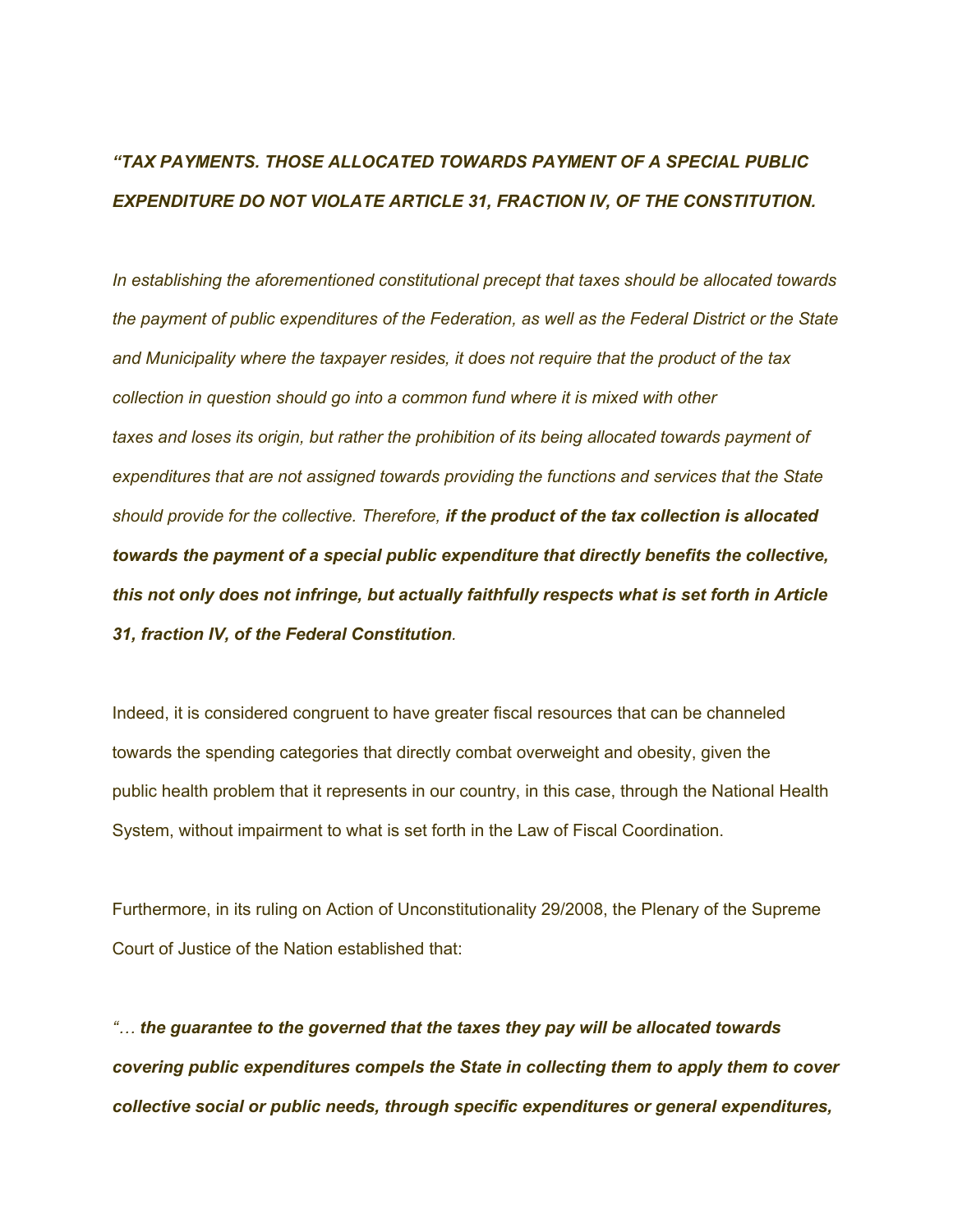***"TAX PAYMENTS. THOSE ALLOCATED TOWARDS PAYMENT OF A SPECIAL PUBLIC EXPENDITURE DO NOT VIOLATE ARTICLE 31, FRACTION IV, OF THE CONSTITUTION.***

*In establishing the aforementioned constitutional precept that taxes should be allocated towards the payment of public expenditures of the Federation, as well as the Federal District or the State and Municipality where the taxpayer resides, it does not require that the product of the tax collection in question should go into a common fund where it is mixed with other taxes and loses its origin, but rather the prohibition of its being allocated towards payment of expenditures that are not assigned towards providing the functions and services that the State should provide for the collective. Therefore,* ***if the product of the tax collection is allocated towards the payment of a special public expenditure that directly benefits the collective, this not only does not infringe, but actually faithfully respects what is set forth in Article 31, fraction IV, of the Federal Constitution****.*

Indeed, it is considered congruent to have greater fiscal resources that can be channeled towards the spending categories that directly combat overweight and obesity, given the public health problem that it represents in our country, in this case, through the National Health System, without impairment to what is set forth in the Law of Fiscal Coordination.

Furthermore, in its ruling on Action of Unconstitutionality 29/2008, the Plenary of the Supreme Court of Justice of the Nation established that:

*"…* ***the guarantee to the governed that the taxes they pay will be allocated towards covering public expenditures compels the State in collecting them to apply them to cover collective social or public needs, through specific expenditures or general expenditures,***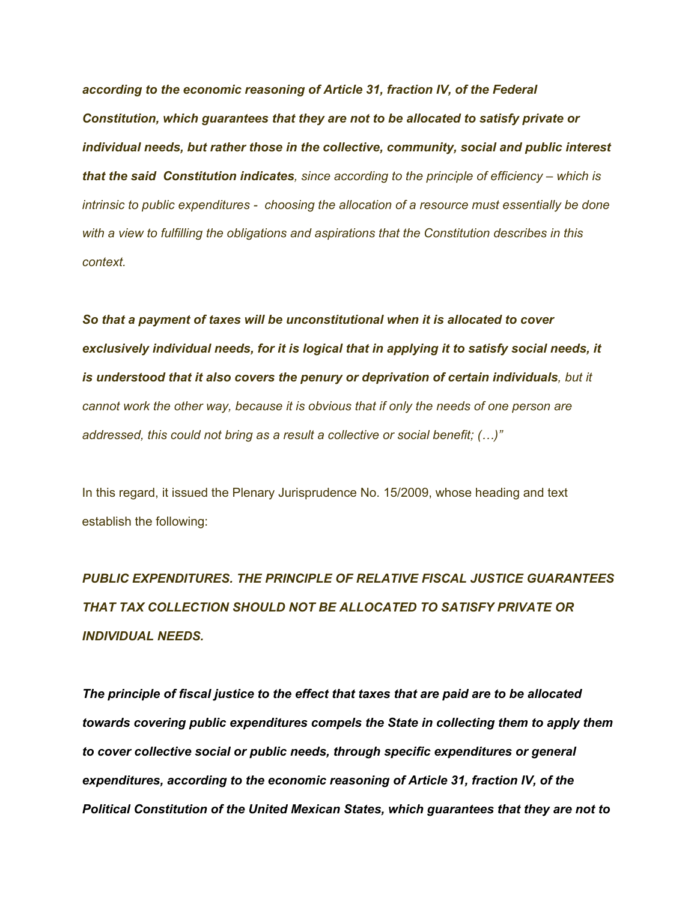***according to the economic reasoning of Article 31, fraction IV, of the Federal Constitution, which guarantees that they are not to be allocated to satisfy private or individual needs, but rather those in the collective, community, social and public interest that the said Constitution indicates****, since according to the principle of efficiency – which is intrinsic to public expenditures - choosing the allocation of a resource must essentially be done with a view to fulfilling the obligations and aspirations that the Constitution describes in this context.*

***So that a payment of taxes will be unconstitutional when it is allocated to cover exclusively individual needs, for it is logical that in applying it to satisfy social needs, it is understood that it also covers the penury or deprivation of certain individuals****, but it cannot work the other way, because it is obvious that if only the needs of one person are addressed, this could not bring as a result a collective or social benefit; (…)"*

In this regard, it issued the Plenary Jurisprudence No. 15/2009, whose heading and text establish the following:

***PUBLIC EXPENDITURES. THE PRINCIPLE OF RELATIVE FISCAL JUSTICE GUARANTEES THAT TAX COLLECTION SHOULD NOT BE ALLOCATED TO SATISFY PRIVATE OR INDIVIDUAL NEEDS.***

***The principle of fiscal justice to the effect that taxes that are paid are to be allocated towards covering public expenditures compels the State in collecting them to apply them to cover collective social or public needs, through specific expenditures or general expenditures, according to the economic reasoning of Article 31, fraction IV, of the Political Constitution of the United Mexican States, which guarantees that they are not to***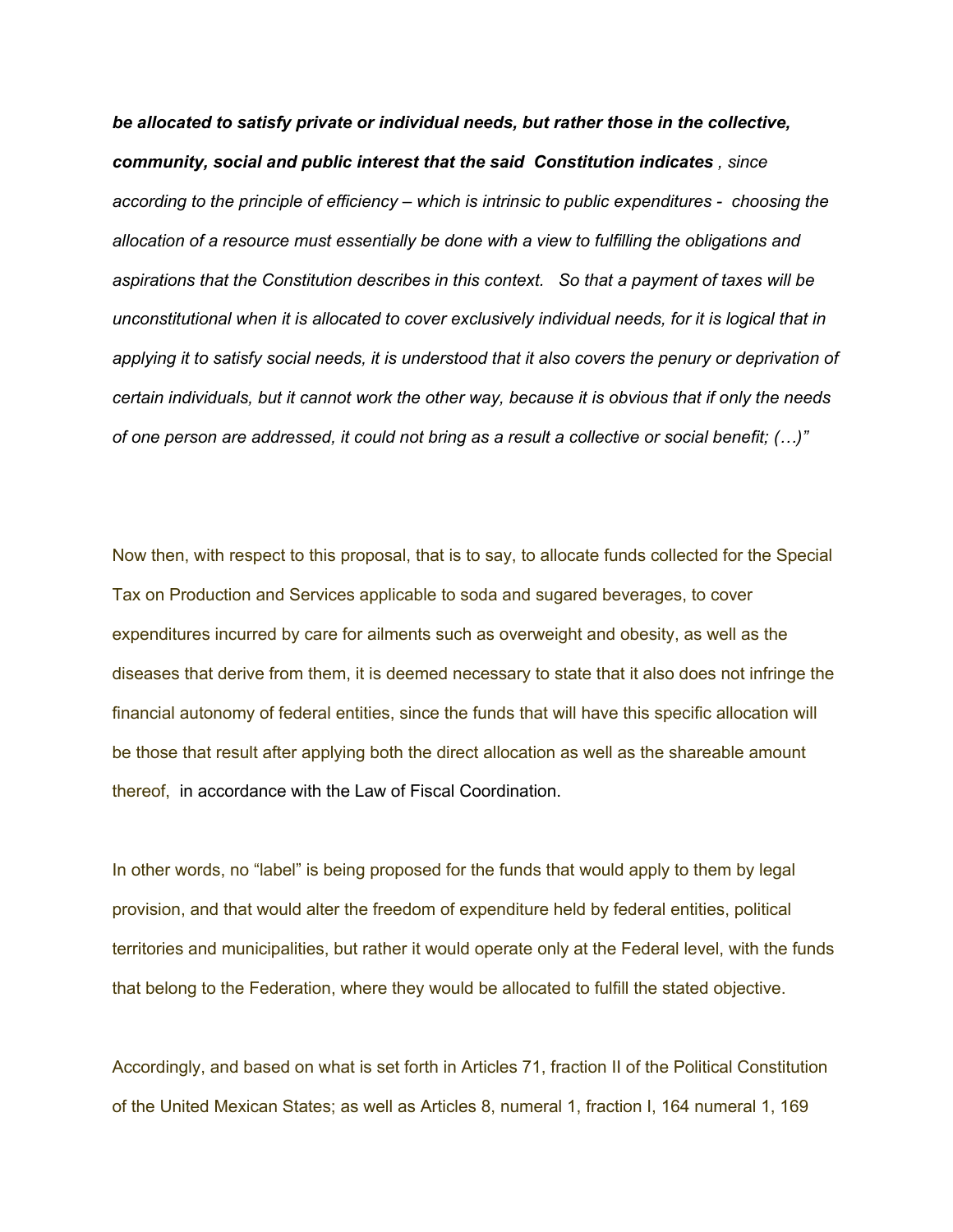***be allocated to satisfy private or individual needs, but rather those in the collective, community, social and public interest that the said Constitution indicates** , since according to the principle of efficiency – which is intrinsic to public expenditures - choosing the allocation of a resource must essentially be done with a view to fulfilling the obligations and aspirations that the Constitution describes in this context. So that a payment of taxes will be unconstitutional when it is allocated to cover exclusively individual needs, for it is logical that in applying it to satisfy social needs, it is understood that it also covers the penury or deprivation of certain individuals, but it cannot work the other way, because it is obvious that if only the needs of one person are addressed, it could not bring as a result a collective or social benefit; (…)"*

Now then, with respect to this proposal, that is to say, to allocate funds collected for the Special Tax on Production and Services applicable to soda and sugared beverages, to cover expenditures incurred by care for ailments such as overweight and obesity, as well as the diseases that derive from them, it is deemed necessary to state that it also does not infringe the financial autonomy of federal entities, since the funds that will have this specific allocation will be those that result after applying both the direct allocation as well as the shareable amount thereof, in accordance with the Law of Fiscal Coordination.

In other words, no "label" is being proposed for the funds that would apply to them by legal provision, and that would alter the freedom of expenditure held by federal entities, political territories and municipalities, but rather it would operate only at the Federal level, with the funds that belong to the Federation, where they would be allocated to fulfill the stated objective.

Accordingly, and based on what is set forth in Articles 71, fraction II of the Political Constitution of the United Mexican States; as well as Articles 8, numeral 1, fraction I, 164 numeral 1, 169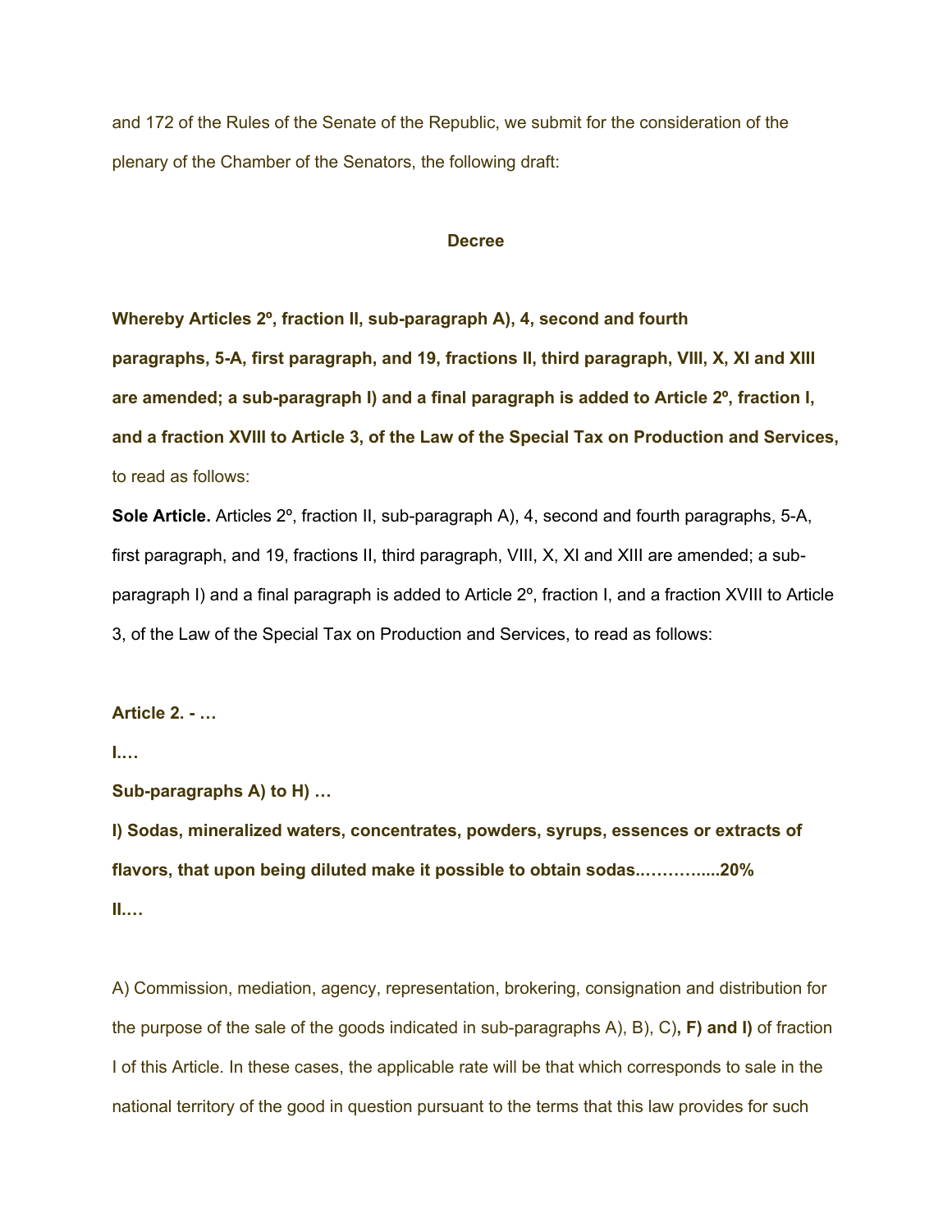and 172 of the Rules of the Senate of the Republic, we submit for the consideration of the plenary of the Chamber of the Senators, the following draft:

**Decree**

**Whereby Articles 2º, fraction II, sub-paragraph A), 4, second and fourth paragraphs, 5-A, first paragraph, and 19, fractions II, third paragraph, VIII, X, XI and XIII are amended; a sub-paragraph I) and a final paragraph is added to Article 2º, fraction I, and a fraction XVIII to Article 3, of the Law of the Special Tax on Production and Services,** to read as follows:

**Sole Article.** Articles 2º, fraction II, sub-paragraph A), 4, second and fourth paragraphs, 5-A, first paragraph, and 19, fractions II, third paragraph, VIII, X, XI and XIII are amended; a sub-paragraph I) and a final paragraph is added to Article 2º, fraction I, and a fraction XVIII to Article 3, of the Law of the Special Tax on Production and Services, to read as follows:

**Article 2. - …**

**I.…**

**Sub-paragraphs A) to H) …**

**I) Sodas, mineralized waters, concentrates, powders, syrups, essences or extracts of flavors, that upon being diluted make it possible to obtain sodas..………....20%**

**II.…**

A) Commission, mediation, agency, representation, brokering, consignation and distribution for the purpose of the sale of the goods indicated in sub-paragraphs A), B), C)**, F) and I)** of fraction I of this Article. In these cases, the applicable rate will be that which corresponds to sale in the national territory of the good in question pursuant to the terms that this law provides for such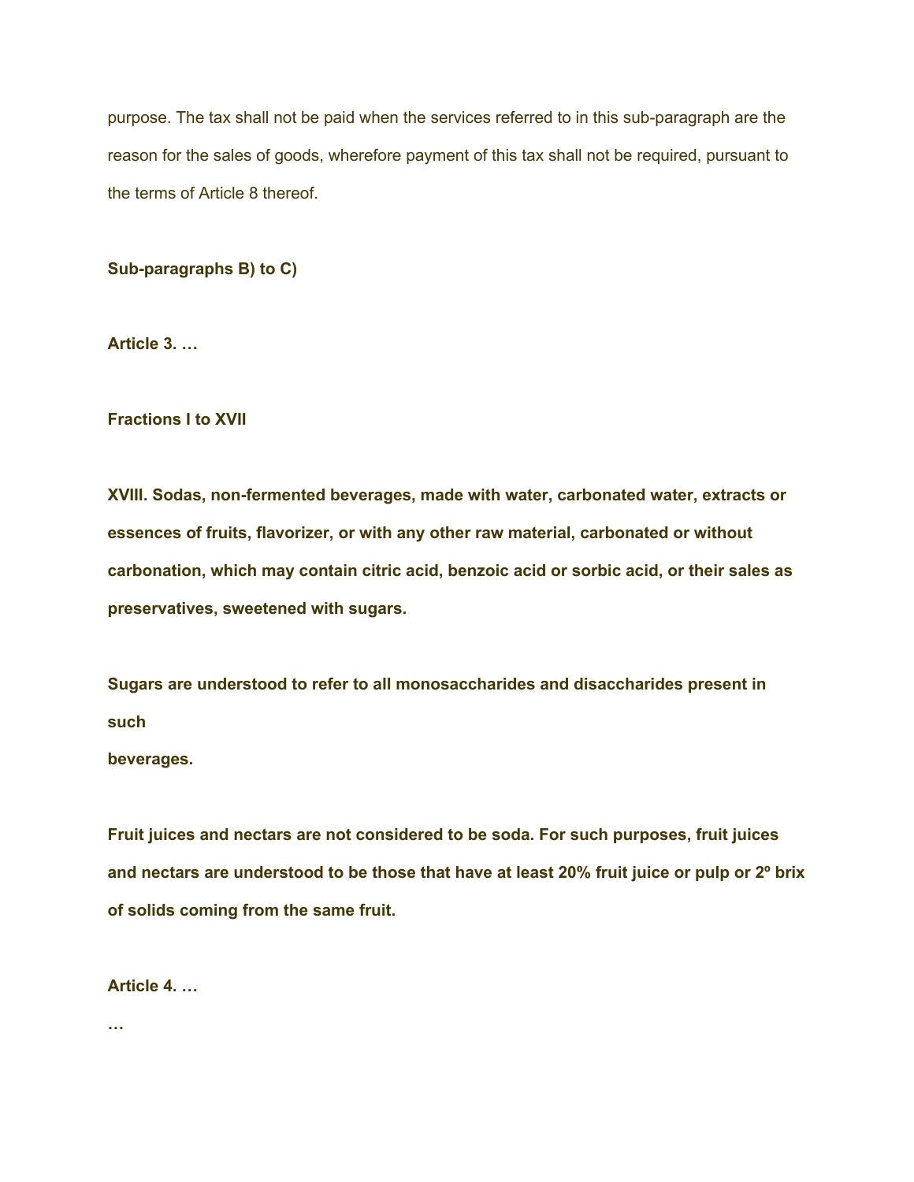purpose. The tax shall not be paid when the services referred to in this sub-paragraph are the reason for the sales of goods, wherefore payment of this tax shall not be required, pursuant to the terms of Article 8 thereof.

**Sub-paragraphs B) to C)**

**Article 3. …**

**Fractions I to XVII**

**XVIII. Sodas, non-fermented beverages, made with water, carbonated water, extracts or essences of fruits, flavorizer, or with any other raw material, carbonated or without carbonation, which may contain citric acid, benzoic acid or sorbic acid, or their sales as preservatives, sweetened with sugars.**

**Sugars are understood to refer to all monosaccharides and disaccharides present in such beverages.**

**Fruit juices and nectars are not considered to be soda. For such purposes, fruit juices and nectars are understood to be those that have at least 20% fruit juice or pulp or 2º brix of solids coming from the same fruit.**

**Article 4. …**

**…**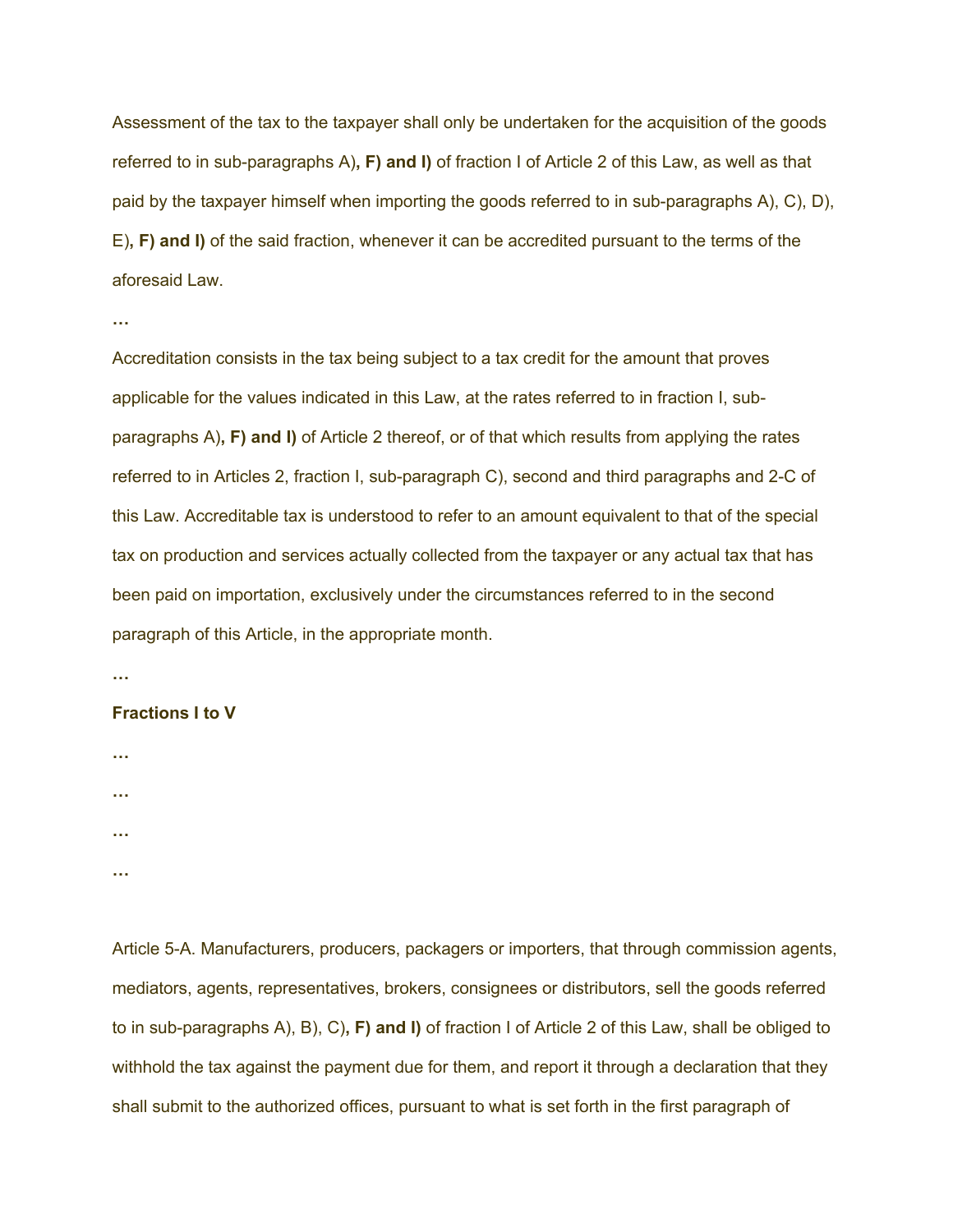Assessment of the tax to the taxpayer shall only be undertaken for the acquisition of the goods referred to in sub-paragraphs A)**, F) and I)** of fraction I of Article 2 of this Law, as well as that paid by the taxpayer himself when importing the goods referred to in sub-paragraphs A), C), D), E)**, F) and I)** of the said fraction, whenever it can be accredited pursuant to the terms of the aforesaid Law.

**…**

Accreditation consists in the tax being subject to a tax credit for the amount that proves applicable for the values indicated in this Law, at the rates referred to in fraction I, sub-paragraphs A)**, F) and I)** of Article 2 thereof, or of that which results from applying the rates referred to in Articles 2, fraction I, sub-paragraph C), second and third paragraphs and 2-C of this Law. Accreditable tax is understood to refer to an amount equivalent to that of the special tax on production and services actually collected from the taxpayer or any actual tax that has been paid on importation, exclusively under the circumstances referred to in the second paragraph of this Article, in the appropriate month.

**…**

**Fractions I to V**

**…**

**…**

**…**

**…**

Article 5-A. Manufacturers, producers, packagers or importers, that through commission agents, mediators, agents, representatives, brokers, consignees or distributors, sell the goods referred to in sub-paragraphs A), B), C)**, F) and I)** of fraction I of Article 2 of this Law, shall be obliged to withhold the tax against the payment due for them, and report it through a declaration that they shall submit to the authorized offices, pursuant to what is set forth in the first paragraph of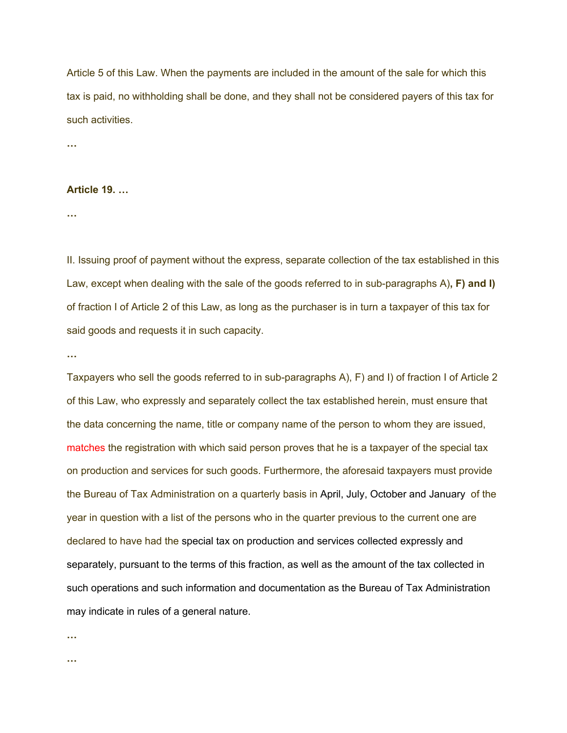Article 5 of this Law. When the payments are included in the amount of the sale for which this tax is paid, no withholding shall be done, and they shall not be considered payers of this tax for such activities.

…

**Article 19. …**

…

II. Issuing proof of payment without the express, separate collection of the tax established in this Law, except when dealing with the sale of the goods referred to in sub-paragraphs A)**, F) and I)** of fraction I of Article 2 of this Law, as long as the purchaser is in turn a taxpayer of this tax for said goods and requests it in such capacity.

…

Taxpayers who sell the goods referred to in sub-paragraphs A), F) and I) of fraction I of Article 2 of this Law, who expressly and separately collect the tax established herein, must ensure that the data concerning the name, title or company name of the person to whom they are issued, matches the registration with which said person proves that he is a taxpayer of the special tax on production and services for such goods. Furthermore, the aforesaid taxpayers must provide the Bureau of Tax Administration on a quarterly basis in April, July, October and January of the year in question with a list of the persons who in the quarter previous to the current one are declared to have had the special tax on production and services collected expressly and separately, pursuant to the terms of this fraction, as well as the amount of the tax collected in such operations and such information and documentation as the Bureau of Tax Administration may indicate in rules of a general nature.

…

…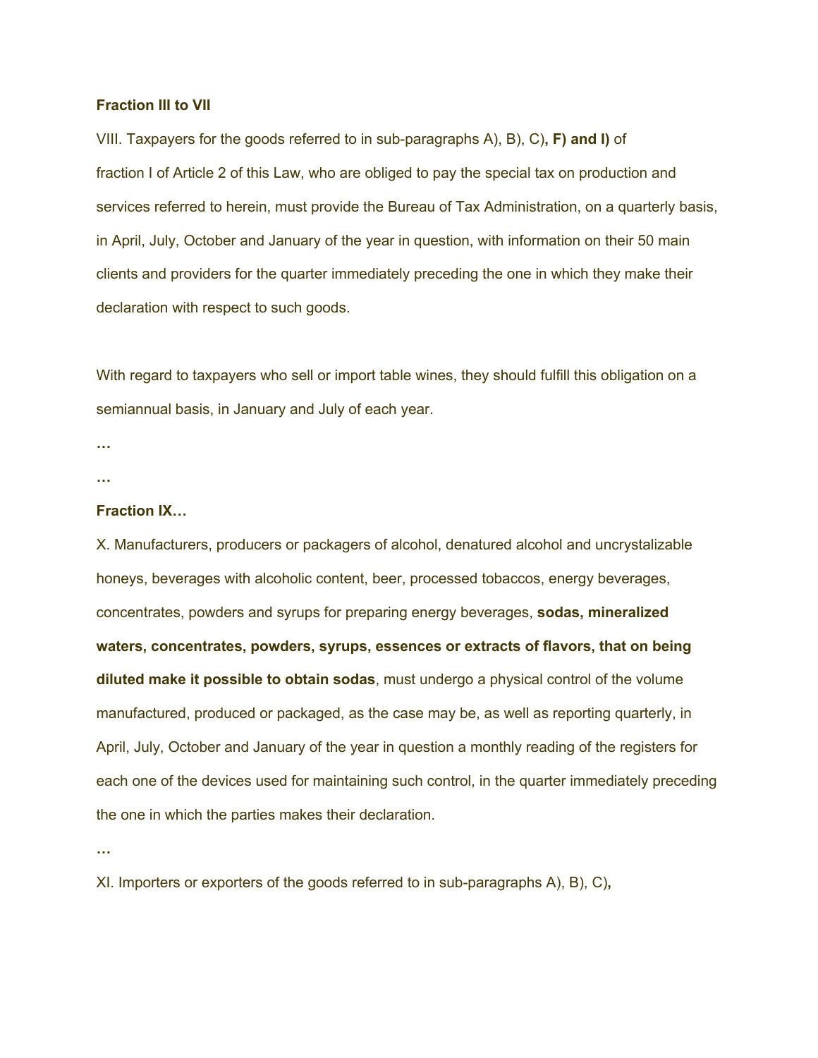**Fraction III to VII**

VIII. Taxpayers for the goods referred to in sub-paragraphs A), B), C)**, F) and I)** of fraction I of Article 2 of this Law, who are obliged to pay the special tax on production and services referred to herein, must provide the Bureau of Tax Administration, on a quarterly basis, in April, July, October and January of the year in question, with information on their 50 main clients and providers for the quarter immediately preceding the one in which they make their declaration with respect to such goods.

With regard to taxpayers who sell or import table wines, they should fulfill this obligation on a semiannual basis, in January and July of each year.

**…**

**…**

**Fraction IX…**

X. Manufacturers, producers or packagers of alcohol, denatured alcohol and uncrystalizable honeys, beverages with alcoholic content, beer, processed tobaccos, energy beverages, concentrates, powders and syrups for preparing energy beverages, **sodas, mineralized waters, concentrates, powders, syrups, essences or extracts of flavors, that on being diluted make it possible to obtain sodas**, must undergo a physical control of the volume manufactured, produced or packaged, as the case may be, as well as reporting quarterly, in April, July, October and January of the year in question a monthly reading of the registers for each one of the devices used for maintaining such control, in the quarter immediately preceding the one in which the parties makes their declaration.

**…**

XI. Importers or exporters of the goods referred to in sub-paragraphs A), B), C)**,**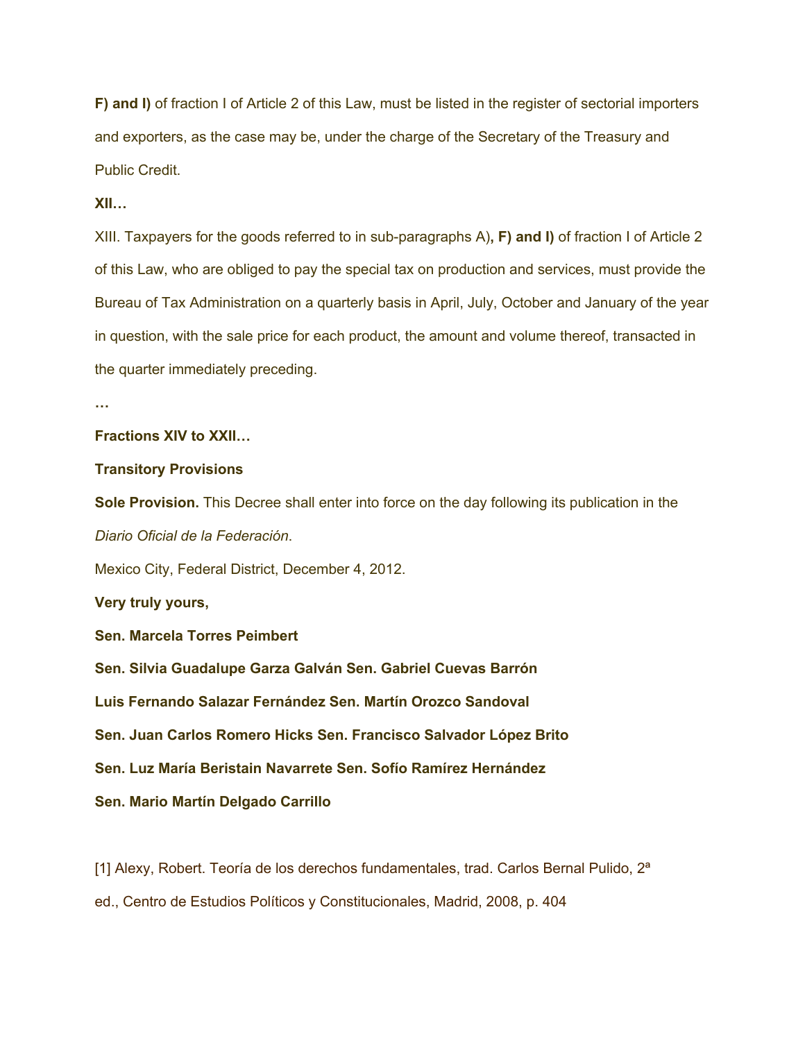**F) and I)** of fraction I of Article 2 of this Law, must be listed in the register of sectorial importers and exporters, as the case may be, under the charge of the Secretary of the Treasury and Public Credit.

**XII…**

XIII. Taxpayers for the goods referred to in sub-paragraphs A)**, F) and I)** of fraction I of Article 2 of this Law, who are obliged to pay the special tax on production and services, must provide the Bureau of Tax Administration on a quarterly basis in April, July, October and January of the year in question, with the sale price for each product, the amount and volume thereof, transacted in the quarter immediately preceding.

**…**

**Fractions XIV to XXII…**

**Transitory Provisions**

**Sole Provision.** This Decree shall enter into force on the day following its publication in the *Diario Oficial de la Federación*.

Mexico City, Federal District, December 4, 2012.

**Very truly yours,**

**Sen. Marcela Torres Peimbert**

**Sen. Silvia Guadalupe Garza Galván Sen. Gabriel Cuevas Barrón**

**Luis Fernando Salazar Fernández Sen. Martín Orozco Sandoval**

**Sen. Juan Carlos Romero Hicks Sen. Francisco Salvador López Brito**

**Sen. Luz María Beristain Navarrete Sen. Sofío Ramírez Hernández**

**Sen. Mario Martín Delgado Carrillo**

[1] Alexy, Robert. Teoría de los derechos fundamentales, trad. Carlos Bernal Pulido, 2ª ed., Centro de Estudios Políticos y Constitucionales, Madrid, 2008, p. 404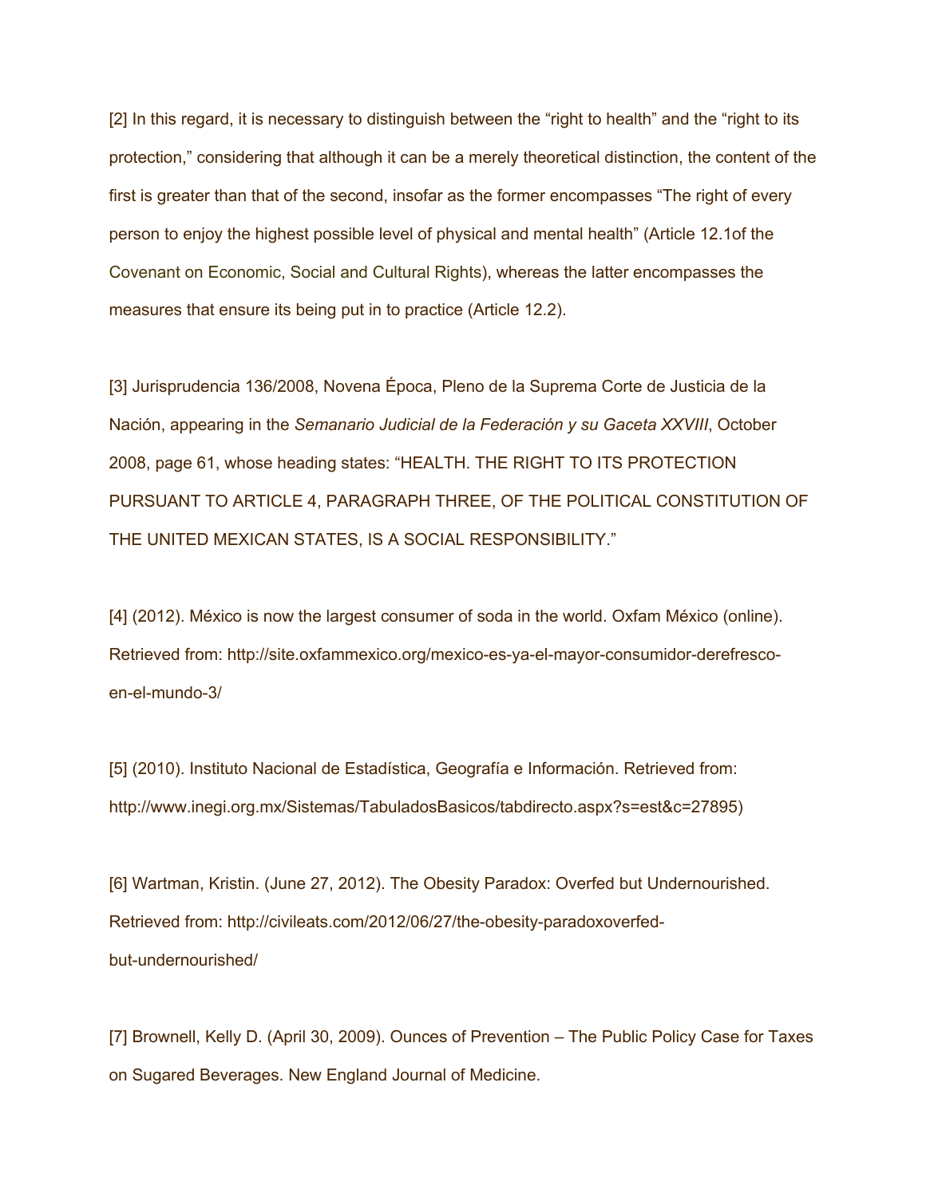[2] In this regard, it is necessary to distinguish between the "right to health" and the "right to its protection," considering that although it can be a merely theoretical distinction, the content of the first is greater than that of the second, insofar as the former encompasses "The right of every person to enjoy the highest possible level of physical and mental health" (Article 12.1of the Covenant on Economic, Social and Cultural Rights), whereas the latter encompasses the measures that ensure its being put in to practice (Article 12.2).

[3] Jurisprudencia 136/2008, Novena Época, Pleno de la Suprema Corte de Justicia de la Nación, appearing in the *Semanario Judicial de la Federación y su Gaceta XXVIII*, October 2008, page 61, whose heading states: "HEALTH. THE RIGHT TO ITS PROTECTION PURSUANT TO ARTICLE 4, PARAGRAPH THREE, OF THE POLITICAL CONSTITUTION OF THE UNITED MEXICAN STATES, IS A SOCIAL RESPONSIBILITY."

[4] (2012). México is now the largest consumer of soda in the world. Oxfam México (online). Retrieved from: http://site.oxfammexico.org/mexico-es-ya-el-mayor-consumidor-derefresco-en-el-mundo-3/

[5] (2010). Instituto Nacional de Estadística, Geografía e Información. Retrieved from: http://www.inegi.org.mx/Sistemas/TabuladosBasicos/tabdirecto.aspx?s=est&c=27895)

[6] Wartman, Kristin. (June 27, 2012). The Obesity Paradox: Overfed but Undernourished. Retrieved from: http://civileats.com/2012/06/27/the-obesity-paradoxoverfed-but-undernourished/

[7] Brownell, Kelly D. (April 30, 2009). Ounces of Prevention – The Public Policy Case for Taxes on Sugared Beverages. New England Journal of Medicine.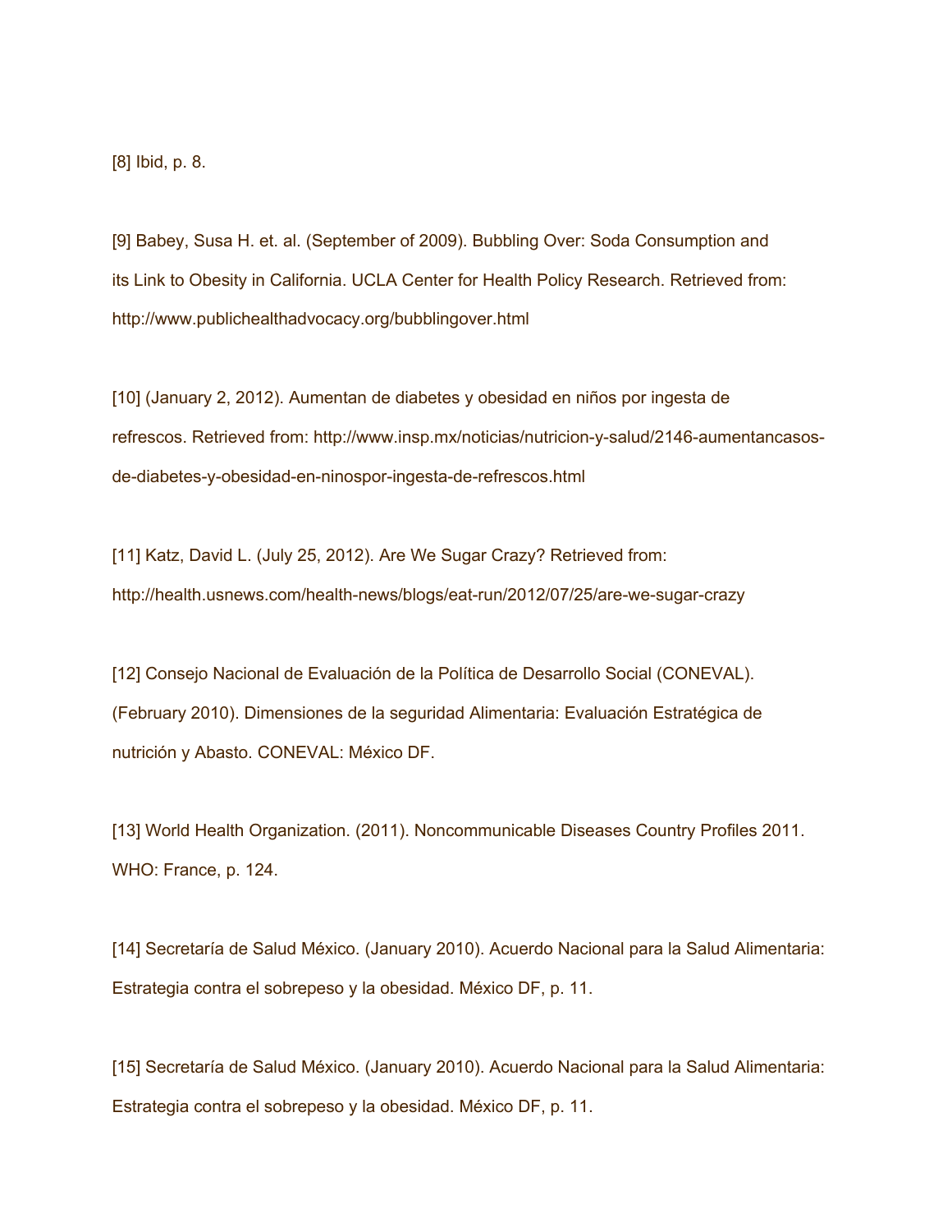[8] Ibid, p. 8.

[9] Babey, Susa H. et. al. (September of 2009). Bubbling Over: Soda Consumption and its Link to Obesity in California. UCLA Center for Health Policy Research. Retrieved from: http://www.publichealthadvocacy.org/bubblingover.html

[10] (January 2, 2012). Aumentan de diabetes y obesidad en niños por ingesta de refrescos. Retrieved from: http://www.insp.mx/noticias/nutricion-y-salud/2146-aumentancasos-de-diabetes-y-obesidad-en-ninospor-ingesta-de-refrescos.html

[11] Katz, David L. (July 25, 2012). Are We Sugar Crazy? Retrieved from: http://health.usnews.com/health-news/blogs/eat-run/2012/07/25/are-we-sugar-crazy

[12] Consejo Nacional de Evaluación de la Política de Desarrollo Social (CONEVAL). (February 2010). Dimensiones de la seguridad Alimentaria: Evaluación Estratégica de nutrición y Abasto. CONEVAL: México DF.

[13] World Health Organization. (2011). Noncommunicable Diseases Country Profiles 2011. WHO: France, p. 124.

[14] Secretaría de Salud México. (January 2010). Acuerdo Nacional para la Salud Alimentaria: Estrategia contra el sobrepeso y la obesidad. México DF, p. 11.

[15] Secretaría de Salud México. (January 2010). Acuerdo Nacional para la Salud Alimentaria: Estrategia contra el sobrepeso y la obesidad. México DF, p. 11.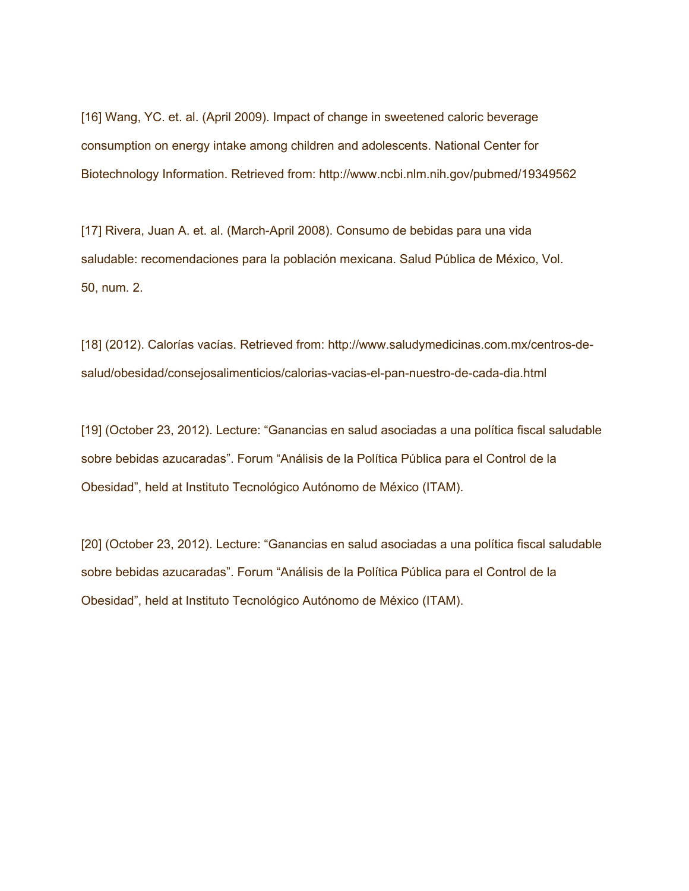[16] Wang, YC. et. al. (April 2009). Impact of change in sweetened caloric beverage consumption on energy intake among children and adolescents. National Center for Biotechnology Information. Retrieved from: http://www.ncbi.nlm.nih.gov/pubmed/19349562

[17] Rivera, Juan A. et. al. (March-April 2008). Consumo de bebidas para una vida saludable: recomendaciones para la población mexicana. Salud Pública de México, Vol. 50, num. 2.

[18] (2012). Calorías vacías. Retrieved from: http://www.saludymedicinas.com.mx/centros-de-salud/obesidad/consejosalimenticios/calorias-vacias-el-pan-nuestro-de-cada-dia.html

[19] (October 23, 2012). Lecture: “Ganancias en salud asociadas a una política fiscal saludable sobre bebidas azucaradas”. Forum “Análisis de la Política Pública para el Control de la Obesidad”, held at Instituto Tecnológico Autónomo de México (ITAM).

[20] (October 23, 2012). Lecture: “Ganancias en salud asociadas a una política fiscal saludable sobre bebidas azucaradas”. Forum “Análisis de la Política Pública para el Control de la Obesidad”, held at Instituto Tecnológico Autónomo de México (ITAM).